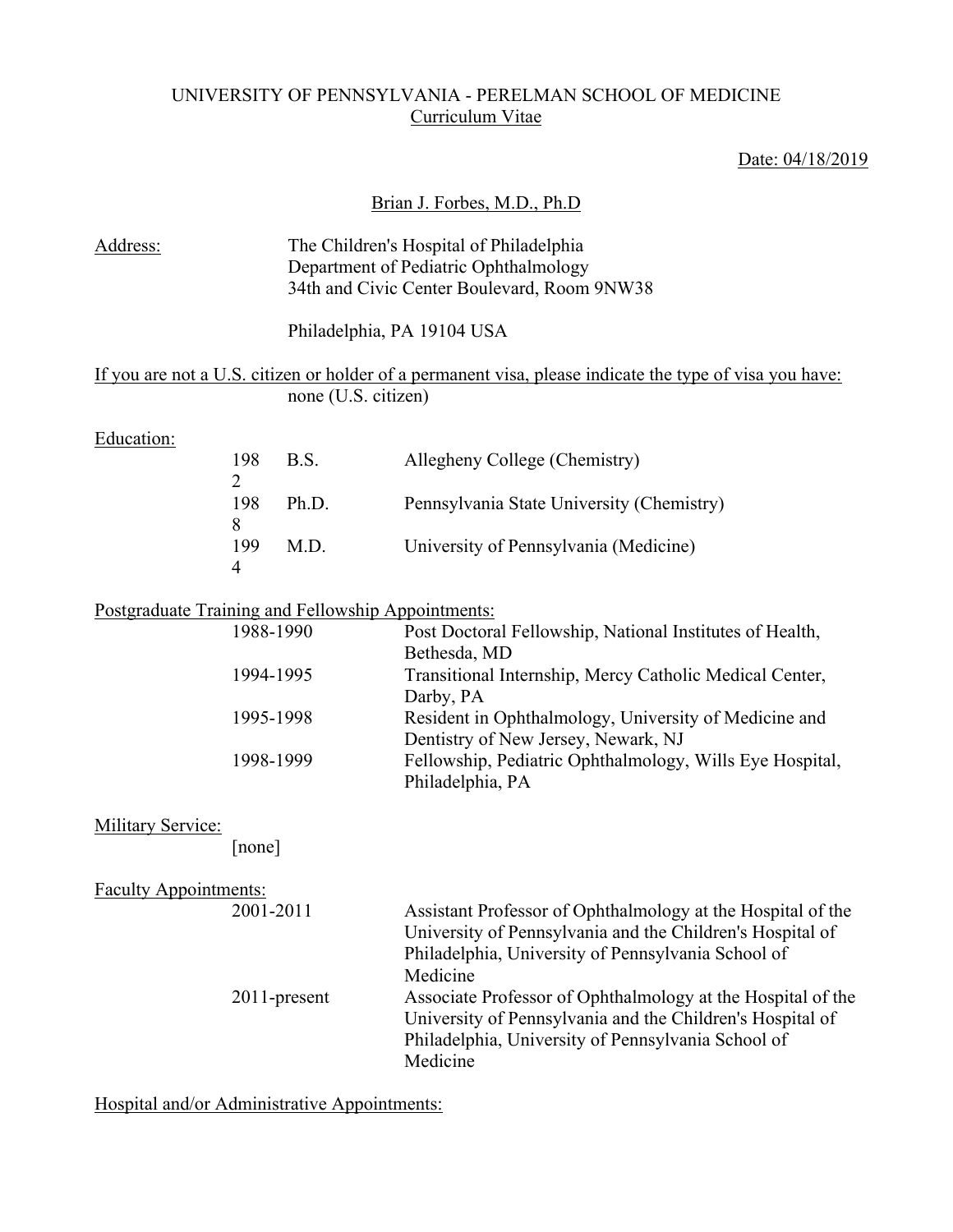UNIVERSITY OF PENNSYLVANIA - PERELMAN SCHOOL OF MEDICINE
Curriculum Vitae

Date: 04/18/2019

Brian J. Forbes, M.D., Ph.D

**Address:**

The Children's Hospital of Philadelphia
Department of Pediatric Ophthalmology
34th and Civic Center Boulevard, Room 9NW38

Philadelphia, PA 19104 USA

**If you are not a U.S. citizen or holder of a permanent visa, please indicate the type of visa you have:**
none (U.S. citizen)

**Education:**

| | | |
|---|---|---|
| 1982 | B.S. | Allegheny College (Chemistry) |
| 1988 | Ph.D. | Pennsylvania State University (Chemistry) |
| 1994 | M.D. | University of Pennsylvania (Medicine) |

**Postgraduate Training and Fellowship Appointments:**

| | |
|---|---|
| 1988-1990 | Post Doctoral Fellowship, National Institutes of Health, Bethesda, MD |
| 1994-1995 | Transitional Internship, Mercy Catholic Medical Center, Darby, PA |
| 1995-1998 | Resident in Ophthalmology, University of Medicine and Dentistry of New Jersey, Newark, NJ |
| 1998-1999 | Fellowship, Pediatric Ophthalmology, Wills Eye Hospital, Philadelphia, PA |

**Military Service:**
[none]

**Faculty Appointments:**

| | |
|---|---|
| 2001-2011 | Assistant Professor of Ophthalmology at the Hospital of the University of Pennsylvania and the Children's Hospital of Philadelphia, University of Pennsylvania School of Medicine |
| 2011-present | Associate Professor of Ophthalmology at the Hospital of the University of Pennsylvania and the Children's Hospital of Philadelphia, University of Pennsylvania School of Medicine |

**Hospital and/or Administrative Appointments:**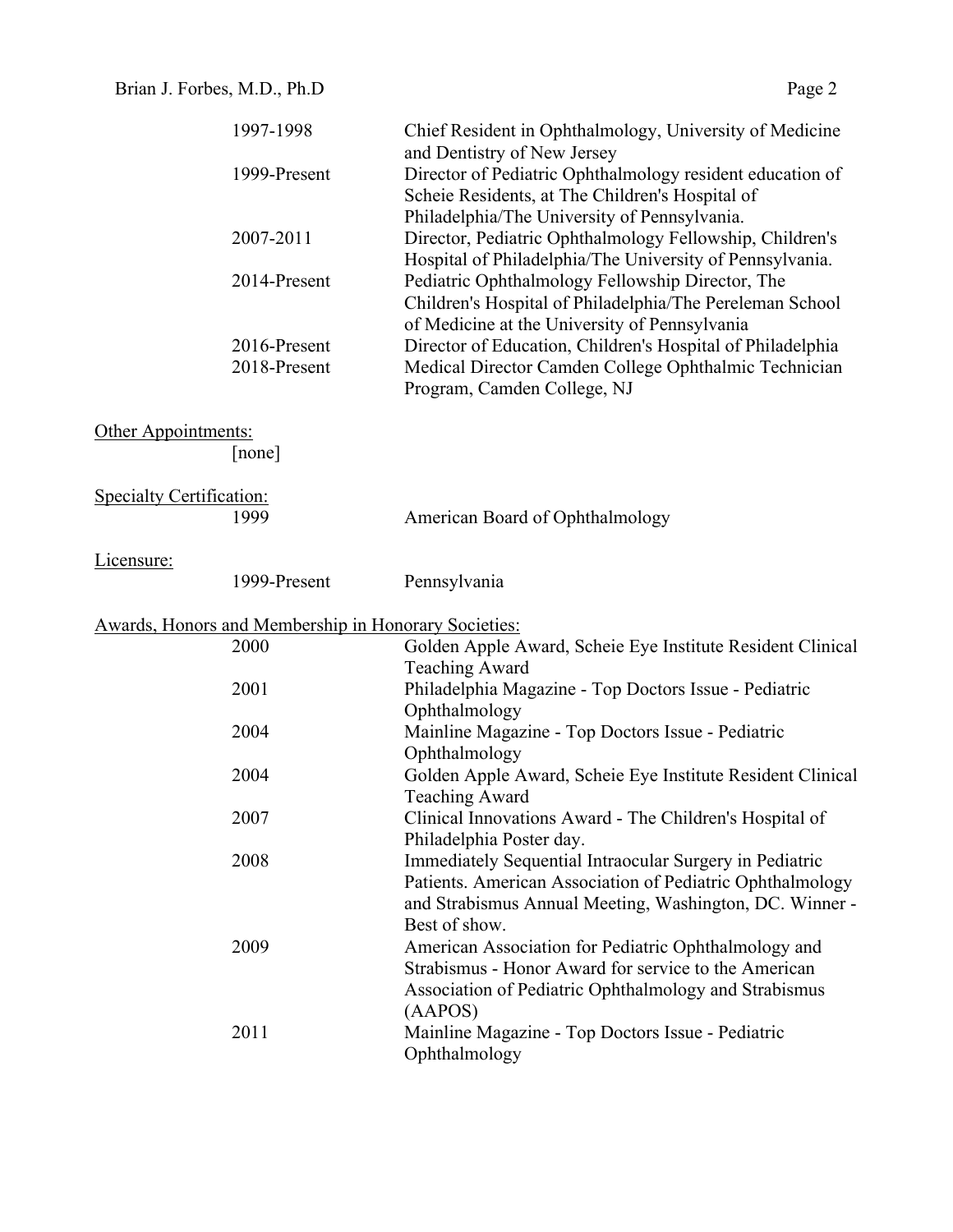| | |
|---|---|
| 1997-1998 | Chief Resident in Ophthalmology, University of Medicine and Dentistry of New Jersey |
| 1999-Present | Director of Pediatric Ophthalmology resident education of Scheie Residents, at The Children's Hospital of Philadelphia/The University of Pennsylvania. |
| 2007-2011 | Director, Pediatric Ophthalmology Fellowship, Children's Hospital of Philadelphia/The University of Pennsylvania. |
| 2014-Present | Pediatric Ophthalmology Fellowship Director, The Children's Hospital of Philadelphia/The Pereleman School of Medicine at the University of Pennsylvania |
| 2016-Present | Director of Education, Children's Hospital of Philadelphia |
| 2018-Present | Medical Director Camden College Ophthalmic Technician Program, Camden College, NJ |

Other Appointments:

[none]

Specialty Certification:

| | |
|---|---|
| 1999 | American Board of Ophthalmology |

Licensure:

| | |
|---|---|
| 1999-Present | Pennsylvania |

Awards, Honors and Membership in Honorary Societies:

| | |
|---|---|
| 2000 | Golden Apple Award, Scheie Eye Institute Resident Clinical Teaching Award |
| 2001 | Philadelphia Magazine - Top Doctors Issue - Pediatric Ophthalmology |
| 2004 | Mainline Magazine - Top Doctors Issue - Pediatric Ophthalmology |
| 2004 | Golden Apple Award, Scheie Eye Institute Resident Clinical Teaching Award |
| 2007 | Clinical Innovations Award - The Children's Hospital of Philadelphia Poster day. |
| 2008 | Immediately Sequential Intraocular Surgery in Pediatric Patients. American Association of Pediatric Ophthalmology and Strabismus Annual Meeting, Washington, DC. Winner - Best of show. |
| 2009 | American Association for Pediatric Ophthalmology and Strabismus - Honor Award for service to the American Association of Pediatric Ophthalmology and Strabismus (AAPOS) |
| 2011 | Mainline Magazine - Top Doctors Issue - Pediatric Ophthalmology |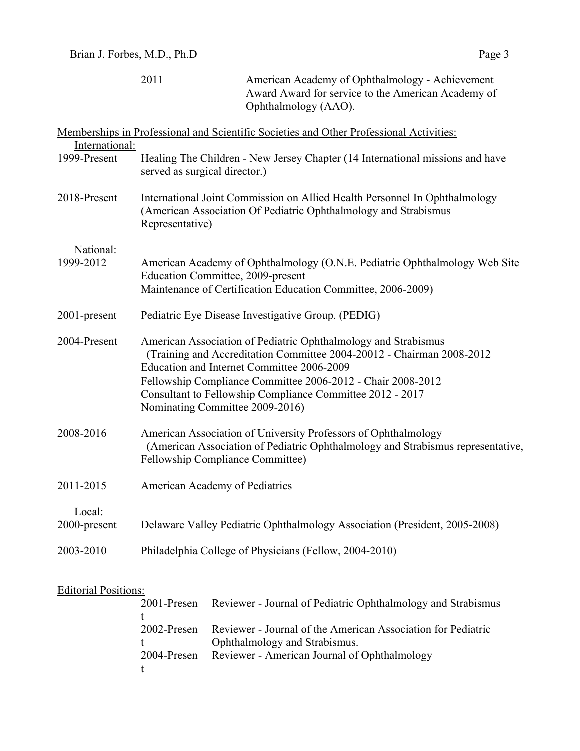2011 — American Academy of Ophthalmology - Achievement Award Award for service to the American Academy of Ophthalmology (AAO).

## Memberships in Professional and Scientific Societies and Other Professional Activities:

### International:

1999-Present — Healing The Children - New Jersey Chapter (14 International missions and have served as surgical director.)

2018-Present — International Joint Commission on Allied Health Personnel In Ophthalmology (American Association Of Pediatric Ophthalmology and Strabismus Representative)

### National:

1999-2012 — American Academy of Ophthalmology (O.N.E. Pediatric Ophthalmology Web Site Education Committee, 2009-present
Maintenance of Certification Education Committee, 2006-2009)

2001-present — Pediatric Eye Disease Investigative Group. (PEDIG)

2004-Present — American Association of Pediatric Ophthalmology and Strabismus
(Training and Accreditation Committee 2004-20012 - Chairman 2008-2012
Education and Internet Committee 2006-2009
Fellowship Compliance Committee 2006-2012 - Chair 2008-2012
Consultant to Fellowship Compliance Committee 2012 - 2017
Nominating Committee 2009-2016)

2008-2016 — American Association of University Professors of Ophthalmology
(American Association of Pediatric Ophthalmology and Strabismus representative, Fellowship Compliance Committee)

2011-2015 — American Academy of Pediatrics

### Local:

2000-present — Delaware Valley Pediatric Ophthalmology Association (President, 2005-2008)

2003-2010 — Philadelphia College of Physicians (Fellow, 2004-2010)

## Editorial Positions:

2001-Present — Reviewer - Journal of Pediatric Ophthalmology and Strabismus

2002-Present — Reviewer - Journal of the American Association for Pediatric Ophthalmology and Strabismus.

2004-Present — Reviewer - American Journal of Ophthalmology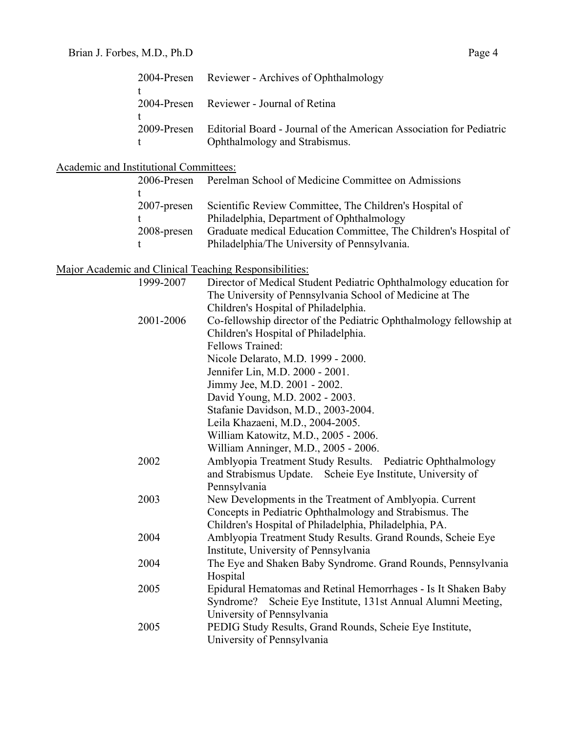| | |
|---|---|
| 2004-Present | Reviewer - Archives of Ophthalmology |
| 2004-Present | Reviewer - Journal of Retina |
| 2009-Present | Editorial Board - Journal of the American Association for Pediatric Ophthalmology and Strabismus. |

## Academic and Institutional Committees:

| | |
|---|---|
| 2006-Present | Perelman School of Medicine Committee on Admissions |
| 2007-present | Scientific Review Committee, The Children's Hospital of Philadelphia, Department of Ophthalmology |
| 2008-present | Graduate medical Education Committee, The Children's Hospital of Philadelphia/The University of Pennsylvania. |

## Major Academic and Clinical Teaching Responsibilities:

| | |
|---|---|
| 1999-2007 | Director of Medical Student Pediatric Ophthalmology education for The University of Pennsylvania School of Medicine at The Children's Hospital of Philadelphia. |
| 2001-2006 | Co-fellowship director of the Pediatric Ophthalmology fellowship at Children's Hospital of Philadelphia.<br>Fellows Trained:<br>Nicole Delarato, M.D. 1999 - 2000.<br>Jennifer Lin, M.D. 2000 - 2001.<br>Jimmy Jee, M.D. 2001 - 2002.<br>David Young, M.D. 2002 - 2003.<br>Stafanie Davidson, M.D., 2003-2004.<br>Leila Khazaeni, M.D., 2004-2005.<br>William Katowitz, M.D., 2005 - 2006.<br>William Anninger, M.D., 2005 - 2006. |
| 2002 | Amblyopia Treatment Study Results. Pediatric Ophthalmology and Strabismus Update. Scheie Eye Institute, University of Pennsylvania |
| 2003 | New Developments in the Treatment of Amblyopia. Current Concepts in Pediatric Ophthalmology and Strabismus. The Children's Hospital of Philadelphia, Philadelphia, PA. |
| 2004 | Amblyopia Treatment Study Results. Grand Rounds, Scheie Eye Institute, University of Pennsylvania |
| 2004 | The Eye and Shaken Baby Syndrome. Grand Rounds, Pennsylvania Hospital |
| 2005 | Epidural Hematomas and Retinal Hemorrhages - Is It Shaken Baby Syndrome? Scheie Eye Institute, 131st Annual Alumni Meeting, University of Pennsylvania |
| 2005 | PEDIG Study Results, Grand Rounds, Scheie Eye Institute, University of Pennsylvania |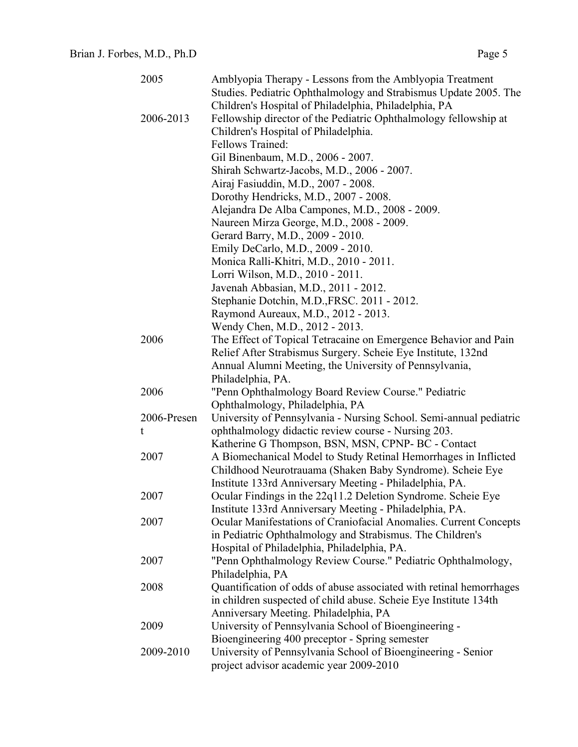| | |
|---|---|
| 2005 | Amblyopia Therapy - Lessons from the Amblyopia Treatment Studies. Pediatric Ophthalmology and Strabismus Update 2005. The Children's Hospital of Philadelphia, Philadelphia, PA |
| 2006-2013 | Fellowship director of the Pediatric Ophthalmology fellowship at Children's Hospital of Philadelphia.<br>Fellows Trained:<br>Gil Binenbaum, M.D., 2006 - 2007.<br>Shirah Schwartz-Jacobs, M.D., 2006 - 2007.<br>Airaj Fasiuddin, M.D., 2007 - 2008.<br>Dorothy Hendricks, M.D., 2007 - 2008.<br>Alejandra De Alba Campones, M.D., 2008 - 2009.<br>Naureen Mirza George, M.D., 2008 - 2009.<br>Gerard Barry, M.D., 2009 - 2010.<br>Emily DeCarlo, M.D., 2009 - 2010.<br>Monica Ralli-Khitri, M.D., 2010 - 2011.<br>Lorri Wilson, M.D., 2010 - 2011.<br>Javenah Abbasian, M.D., 2011 - 2012.<br>Stephanie Dotchin, M.D.,FRSC. 2011 - 2012.<br>Raymond Aureaux, M.D., 2012 - 2013.<br>Wendy Chen, M.D., 2012 - 2013. |
| 2006 | The Effect of Topical Tetracaine on Emergence Behavior and Pain Relief After Strabismus Surgery. Scheie Eye Institute, 132nd Annual Alumni Meeting, the University of Pennsylvania, Philadelphia, PA. |
| 2006 | "Penn Ophthalmology Board Review Course." Pediatric Ophthalmology, Philadelphia, PA |
| 2006-Present | University of Pennsylvania - Nursing School. Semi-annual pediatric ophthalmology didactic review course - Nursing 203.<br>Katherine G Thompson, BSN, MSN, CPNP- BC - Contact |
| 2007 | A Biomechanical Model to Study Retinal Hemorrhages in Inflicted Childhood Neurotrauama (Shaken Baby Syndrome). Scheie Eye Institute 133rd Anniversary Meeting - Philadelphia, PA. |
| 2007 | Ocular Findings in the 22q11.2 Deletion Syndrome. Scheie Eye Institute 133rd Anniversary Meeting - Philadelphia, PA. |
| 2007 | Ocular Manifestations of Craniofacial Anomalies. Current Concepts in Pediatric Ophthalmology and Strabismus. The Children's Hospital of Philadelphia, Philadelphia, PA. |
| 2007 | "Penn Ophthalmology Review Course." Pediatric Ophthalmology, Philadelphia, PA |
| 2008 | Quantification of odds of abuse associated with retinal hemorrhages in children suspected of child abuse. Scheie Eye Institute 134th Anniversary Meeting. Philadelphia, PA |
| 2009 | University of Pennsylvania School of Bioengineering - Bioengineering 400 preceptor - Spring semester |
| 2009-2010 | University of Pennsylvania School of Bioengineering - Senior project advisor academic year 2009-2010 |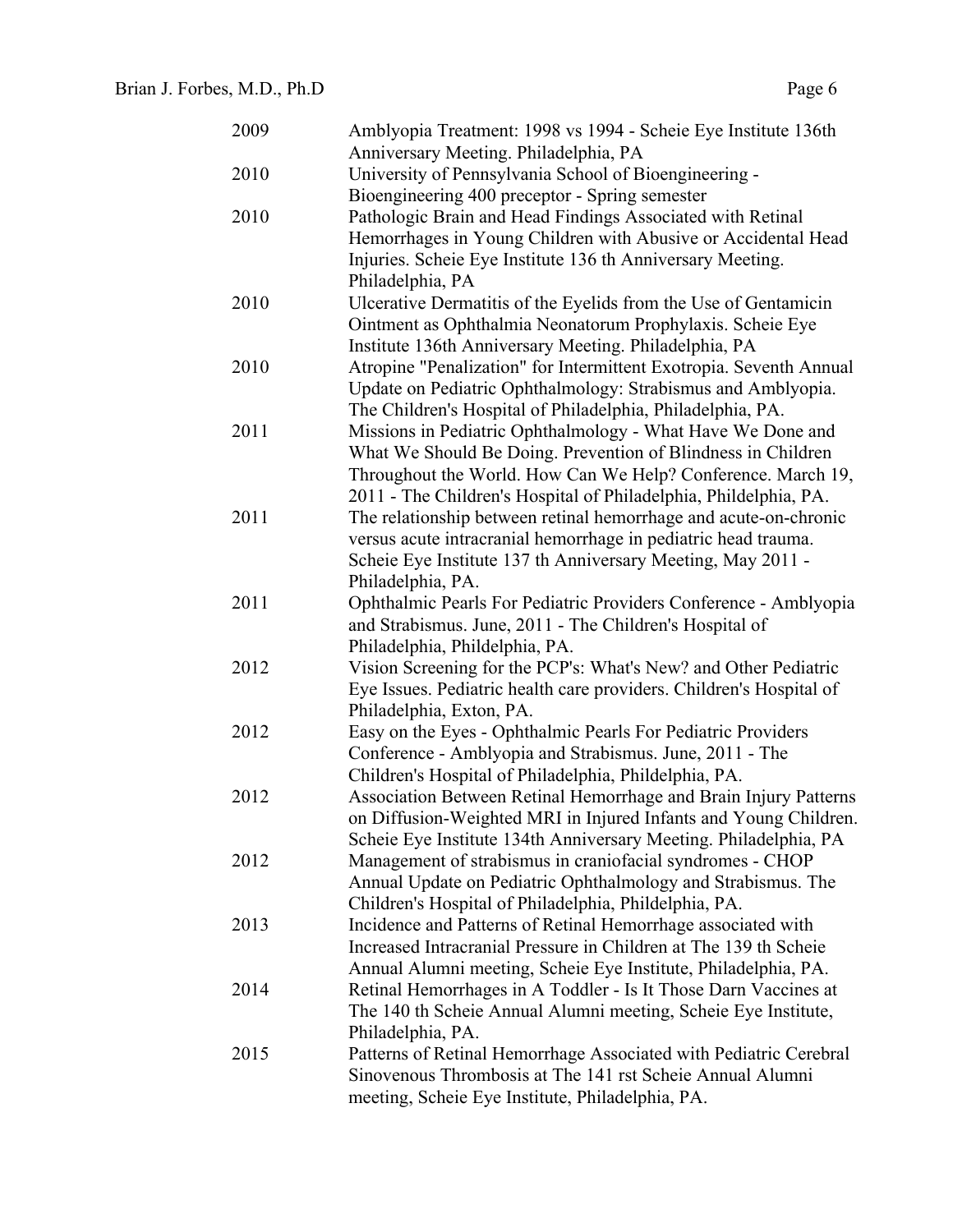| | |
|---|---|
| 2009 | Amblyopia Treatment: 1998 vs 1994 - Scheie Eye Institute 136th Anniversary Meeting. Philadelphia, PA |
| 2010 | University of Pennsylvania School of Bioengineering - Bioengineering 400 preceptor - Spring semester |
| 2010 | Pathologic Brain and Head Findings Associated with Retinal Hemorrhages in Young Children with Abusive or Accidental Head Injuries. Scheie Eye Institute 136 th Anniversary Meeting. Philadelphia, PA |
| 2010 | Ulcerative Dermatitis of the Eyelids from the Use of Gentamicin Ointment as Ophthalmia Neonatorum Prophylaxis. Scheie Eye Institute 136th Anniversary Meeting. Philadelphia, PA |
| 2010 | Atropine "Penalization" for Intermittent Exotropia. Seventh Annual Update on Pediatric Ophthalmology: Strabismus and Amblyopia. The Children's Hospital of Philadelphia, Philadelphia, PA. |
| 2011 | Missions in Pediatric Ophthalmology - What Have We Done and What We Should Be Doing. Prevention of Blindness in Children Throughout the World. How Can We Help? Conference. March 19, 2011 - The Children's Hospital of Philadelphia, Phildelphia, PA. |
| 2011 | The relationship between retinal hemorrhage and acute-on-chronic versus acute intracranial hemorrhage in pediatric head trauma. Scheie Eye Institute 137 th Anniversary Meeting, May 2011 - Philadelphia, PA. |
| 2011 | Ophthalmic Pearls For Pediatric Providers Conference - Amblyopia and Strabismus. June, 2011 - The Children's Hospital of Philadelphia, Phildelphia, PA. |
| 2012 | Vision Screening for the PCP's: What's New? and Other Pediatric Eye Issues. Pediatric health care providers. Children's Hospital of Philadelphia, Exton, PA. |
| 2012 | Easy on the Eyes - Ophthalmic Pearls For Pediatric Providers Conference - Amblyopia and Strabismus. June, 2011 - The Children's Hospital of Philadelphia, Phildelphia, PA. |
| 2012 | Association Between Retinal Hemorrhage and Brain Injury Patterns on Diffusion-Weighted MRI in Injured Infants and Young Children. Scheie Eye Institute 134th Anniversary Meeting. Philadelphia, PA |
| 2012 | Management of strabismus in craniofacial syndromes - CHOP Annual Update on Pediatric Ophthalmology and Strabismus. The Children's Hospital of Philadelphia, Phildelphia, PA. |
| 2013 | Incidence and Patterns of Retinal Hemorrhage associated with Increased Intracranial Pressure in Children at The 139 th Scheie Annual Alumni meeting, Scheie Eye Institute, Philadelphia, PA. |
| 2014 | Retinal Hemorrhages in A Toddler - Is It Those Darn Vaccines at The 140 th Scheie Annual Alumni meeting, Scheie Eye Institute, Philadelphia, PA. |
| 2015 | Patterns of Retinal Hemorrhage Associated with Pediatric Cerebral Sinovenous Thrombosis at The 141 rst Scheie Annual Alumni meeting, Scheie Eye Institute, Philadelphia, PA. |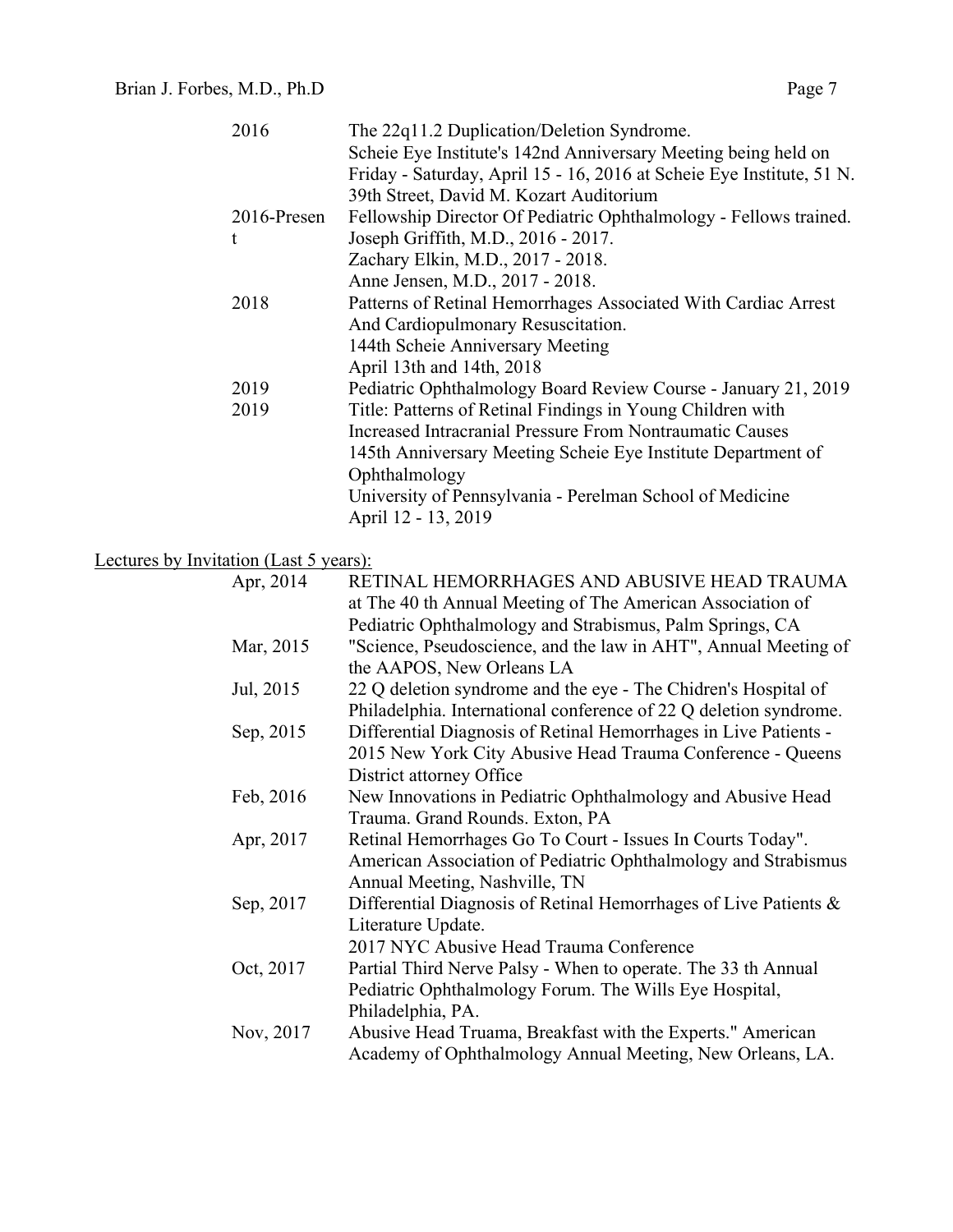| | |
|---|---|
| 2016 | The 22q11.2 Duplication/Deletion Syndrome.<br>Scheie Eye Institute's 142nd Anniversary Meeting being held on Friday - Saturday, April 15 - 16, 2016 at Scheie Eye Institute, 51 N. 39th Street, David M. Kozart Auditorium |
| 2016-Present | Fellowship Director Of Pediatric Ophthalmology - Fellows trained.<br>Joseph Griffith, M.D., 2016 - 2017.<br>Zachary Elkin, M.D., 2017 - 2018.<br>Anne Jensen, M.D., 2017 - 2018. |
| 2018 | Patterns of Retinal Hemorrhages Associated With Cardiac Arrest And Cardiopulmonary Resuscitation.<br>144th Scheie Anniversary Meeting<br>April 13th and 14th, 2018 |
| 2019 | Pediatric Ophthalmology Board Review Course - January 21, 2019 |
| 2019 | Title: Patterns of Retinal Findings in Young Children with Increased Intracranial Pressure From Nontraumatic Causes<br>145th Anniversary Meeting Scheie Eye Institute Department of Ophthalmology<br>University of Pennsylvania - Perelman School of Medicine<br>April 12 - 13, 2019 |

Lectures by Invitation (Last 5 years):

| | |
|---|---|
| Apr, 2014 | RETINAL HEMORRHAGES AND ABUSIVE HEAD TRAUMA at The 40 th Annual Meeting of The American Association of Pediatric Ophthalmology and Strabismus, Palm Springs, CA |
| Mar, 2015 | "Science, Pseudoscience, and the law in AHT", Annual Meeting of the AAPOS, New Orleans LA |
| Jul, 2015 | 22 Q deletion syndrome and the eye - The Chidren's Hospital of Philadelphia. International conference of 22 Q deletion syndrome. |
| Sep, 2015 | Differential Diagnosis of Retinal Hemorrhages in Live Patients - 2015 New York City Abusive Head Trauma Conference - Queens District attorney Office |
| Feb, 2016 | New Innovations in Pediatric Ophthalmology and Abusive Head Trauma. Grand Rounds. Exton, PA |
| Apr, 2017 | Retinal Hemorrhages Go To Court - Issues In Courts Today".<br>American Association of Pediatric Ophthalmology and Strabismus Annual Meeting, Nashville, TN |
| Sep, 2017 | Differential Diagnosis of Retinal Hemorrhages of Live Patients & Literature Update.<br>2017 NYC Abusive Head Trauma Conference |
| Oct, 2017 | Partial Third Nerve Palsy - When to operate. The 33 th Annual Pediatric Ophthalmology Forum. The Wills Eye Hospital, Philadelphia, PA. |
| Nov, 2017 | Abusive Head Truama, Breakfast with the Experts." American Academy of Ophthalmology Annual Meeting, New Orleans, LA. |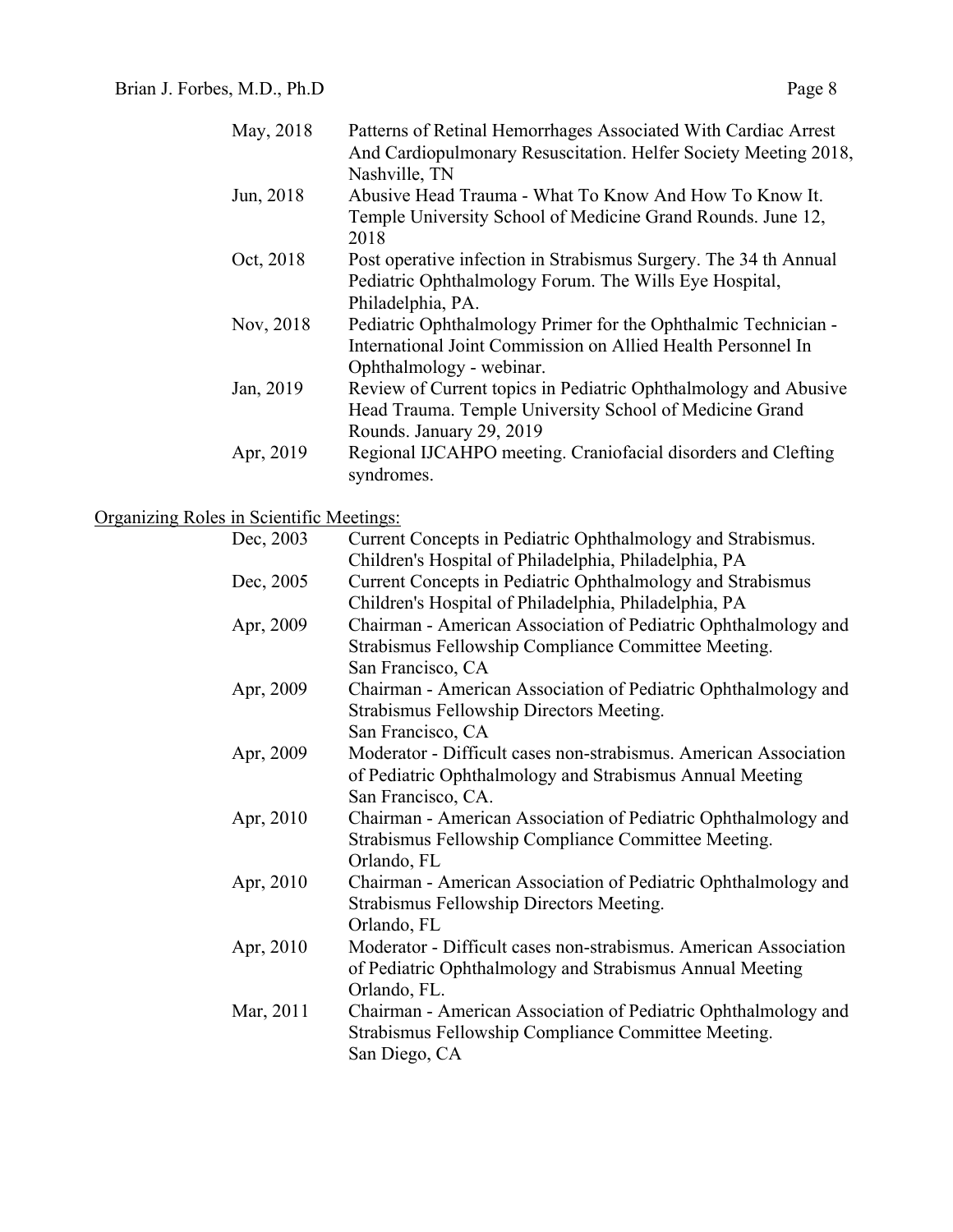May, 2018 — Patterns of Retinal Hemorrhages Associated With Cardiac Arrest And Cardiopulmonary Resuscitation. Helfer Society Meeting 2018, Nashville, TN

Jun, 2018 — Abusive Head Trauma - What To Know And How To Know It. Temple University School of Medicine Grand Rounds. June 12, 2018

Oct, 2018 — Post operative infection in Strabismus Surgery. The 34 th Annual Pediatric Ophthalmology Forum. The Wills Eye Hospital, Philadelphia, PA.

Nov, 2018 — Pediatric Ophthalmology Primer for the Ophthalmic Technician - International Joint Commission on Allied Health Personnel In Ophthalmology - webinar.

Jan, 2019 — Review of Current topics in Pediatric Ophthalmology and Abusive Head Trauma. Temple University School of Medicine Grand Rounds. January 29, 2019

Apr, 2019 — Regional IJCAHPO meeting. Craniofacial disorders and Clefting syndromes.

<u>Organizing Roles in Scientific Meetings:</u>

Dec, 2003 — Current Concepts in Pediatric Ophthalmology and Strabismus. Children's Hospital of Philadelphia, Philadelphia, PA

Dec, 2005 — Current Concepts in Pediatric Ophthalmology and Strabismus Children's Hospital of Philadelphia, Philadelphia, PA

Apr, 2009 — Chairman - American Association of Pediatric Ophthalmology and Strabismus Fellowship Compliance Committee Meeting. San Francisco, CA

Apr, 2009 — Chairman - American Association of Pediatric Ophthalmology and Strabismus Fellowship Directors Meeting. San Francisco, CA

Apr, 2009 — Moderator - Difficult cases non-strabismus. American Association of Pediatric Ophthalmology and Strabismus Annual Meeting San Francisco, CA.

Apr, 2010 — Chairman - American Association of Pediatric Ophthalmology and Strabismus Fellowship Compliance Committee Meeting. Orlando, FL

Apr, 2010 — Chairman - American Association of Pediatric Ophthalmology and Strabismus Fellowship Directors Meeting. Orlando, FL

Apr, 2010 — Moderator - Difficult cases non-strabismus. American Association of Pediatric Ophthalmology and Strabismus Annual Meeting Orlando, FL.

Mar, 2011 — Chairman - American Association of Pediatric Ophthalmology and Strabismus Fellowship Compliance Committee Meeting. San Diego, CA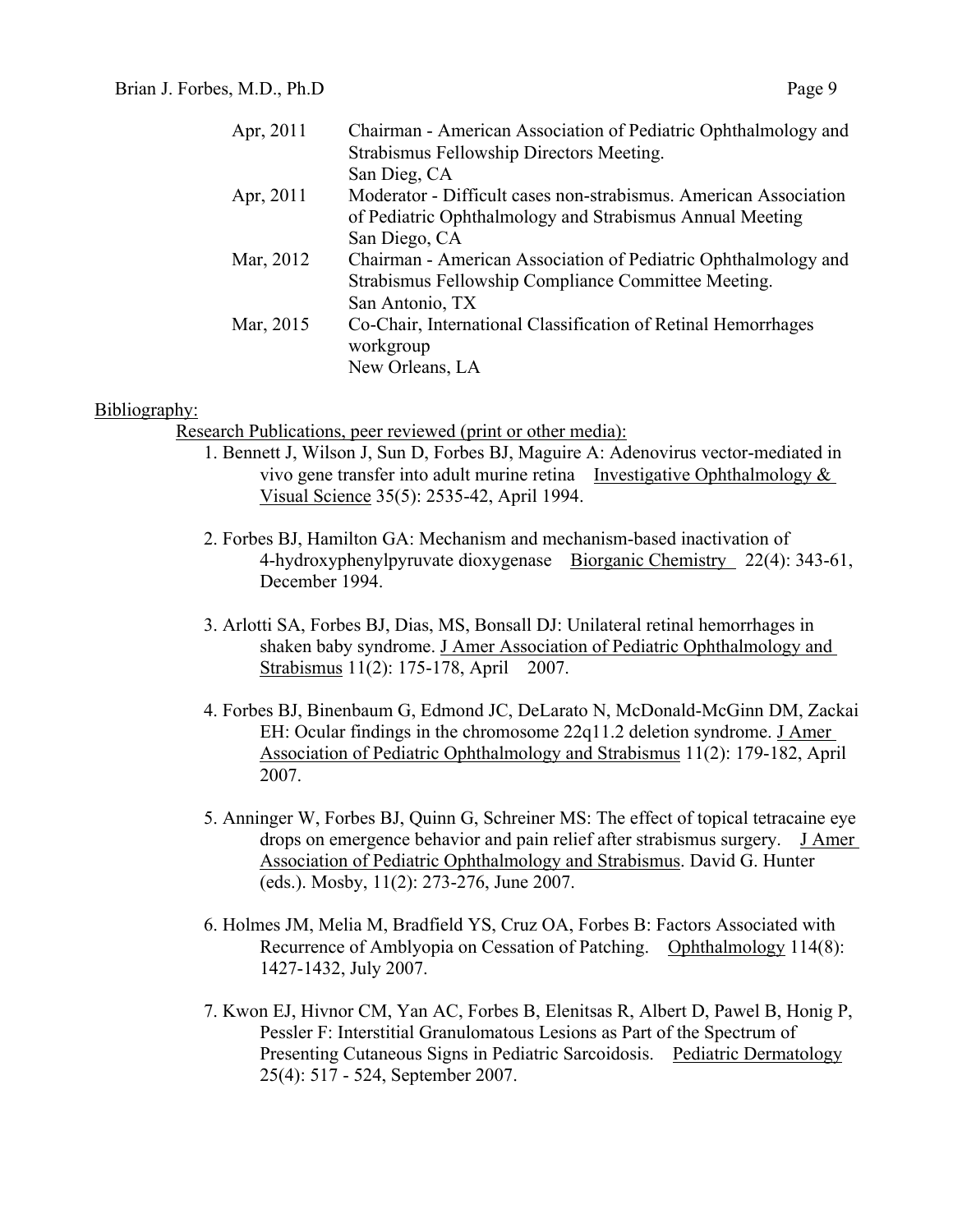| | |
|---|---|
| Apr, 2011 | Chairman - American Association of Pediatric Ophthalmology and Strabismus Fellowship Directors Meeting. San Dieg, CA |
| Apr, 2011 | Moderator - Difficult cases non-strabismus. American Association of Pediatric Ophthalmology and Strabismus Annual Meeting San Diego, CA |
| Mar, 2012 | Chairman - American Association of Pediatric Ophthalmology and Strabismus Fellowship Compliance Committee Meeting. San Antonio, TX |
| Mar, 2015 | Co-Chair, International Classification of Retinal Hemorrhages workgroup New Orleans, LA |

Bibliography:

Research Publications, peer reviewed (print or other media):

1. Bennett J, Wilson J, Sun D, Forbes BJ, Maguire A: Adenovirus vector-mediated in vivo gene transfer into adult murine retina Investigative Ophthalmology & Visual Science 35(5): 2535-42, April 1994.

2. Forbes BJ, Hamilton GA: Mechanism and mechanism-based inactivation of 4-hydroxyphenylpyruvate dioxygenase Biorganic Chemistry 22(4): 343-61, December 1994.

3. Arlotti SA, Forbes BJ, Dias, MS, Bonsall DJ: Unilateral retinal hemorrhages in shaken baby syndrome. J Amer Association of Pediatric Ophthalmology and Strabismus 11(2): 175-178, April 2007.

4. Forbes BJ, Binenbaum G, Edmond JC, DeLarato N, McDonald-McGinn DM, Zackai EH: Ocular findings in the chromosome 22q11.2 deletion syndrome. J Amer Association of Pediatric Ophthalmology and Strabismus 11(2): 179-182, April 2007.

5. Anninger W, Forbes BJ, Quinn G, Schreiner MS: The effect of topical tetracaine eye drops on emergence behavior and pain relief after strabismus surgery. J Amer Association of Pediatric Ophthalmology and Strabismus. David G. Hunter (eds.). Mosby, 11(2): 273-276, June 2007.

6. Holmes JM, Melia M, Bradfield YS, Cruz OA, Forbes B: Factors Associated with Recurrence of Amblyopia on Cessation of Patching. Ophthalmology 114(8): 1427-1432, July 2007.

7. Kwon EJ, Hivnor CM, Yan AC, Forbes B, Elenitsas R, Albert D, Pawel B, Honig P, Pessler F: Interstitial Granulomatous Lesions as Part of the Spectrum of Presenting Cutaneous Signs in Pediatric Sarcoidosis. Pediatric Dermatology 25(4): 517 - 524, September 2007.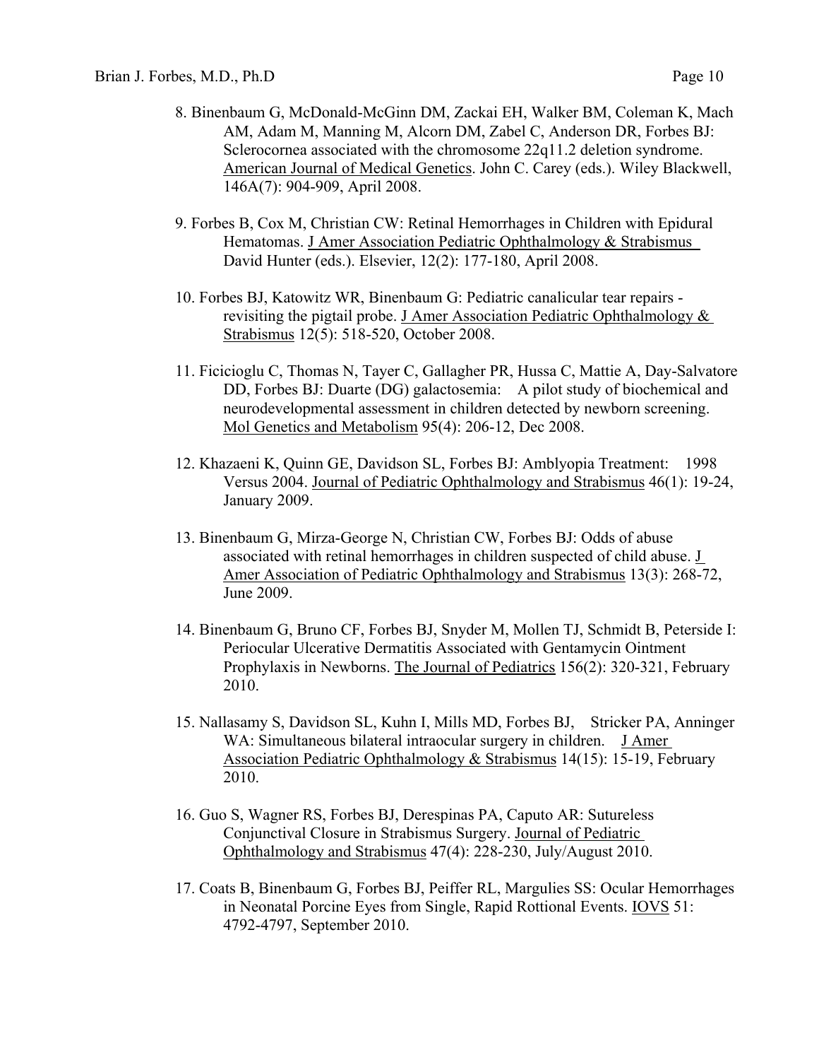8. Binenbaum G, McDonald-McGinn DM, Zackai EH, Walker BM, Coleman K, Mach AM, Adam M, Manning M, Alcorn DM, Zabel C, Anderson DR, Forbes BJ: Sclerocornea associated with the chromosome 22q11.2 deletion syndrome. American Journal of Medical Genetics. John C. Carey (eds.). Wiley Blackwell, 146A(7): 904-909, April 2008.

9. Forbes B, Cox M, Christian CW: Retinal Hemorrhages in Children with Epidural Hematomas. J Amer Association Pediatric Ophthalmology & Strabismus David Hunter (eds.). Elsevier, 12(2): 177-180, April 2008.

10. Forbes BJ, Katowitz WR, Binenbaum G: Pediatric canalicular tear repairs - revisiting the pigtail probe. J Amer Association Pediatric Ophthalmology & Strabismus 12(5): 518-520, October 2008.

11. Ficicioglu C, Thomas N, Tayer C, Gallagher PR, Hussa C, Mattie A, Day-Salvatore DD, Forbes BJ: Duarte (DG) galactosemia: A pilot study of biochemical and neurodevelopmental assessment in children detected by newborn screening. Mol Genetics and Metabolism 95(4): 206-12, Dec 2008.

12. Khazaeni K, Quinn GE, Davidson SL, Forbes BJ: Amblyopia Treatment: 1998 Versus 2004. Journal of Pediatric Ophthalmology and Strabismus 46(1): 19-24, January 2009.

13. Binenbaum G, Mirza-George N, Christian CW, Forbes BJ: Odds of abuse associated with retinal hemorrhages in children suspected of child abuse. J Amer Association of Pediatric Ophthalmology and Strabismus 13(3): 268-72, June 2009.

14. Binenbaum G, Bruno CF, Forbes BJ, Snyder M, Mollen TJ, Schmidt B, Peterside I: Periocular Ulcerative Dermatitis Associated with Gentamycin Ointment Prophylaxis in Newborns. The Journal of Pediatrics 156(2): 320-321, February 2010.

15. Nallasamy S, Davidson SL, Kuhn I, Mills MD, Forbes BJ, Stricker PA, Anninger WA: Simultaneous bilateral intraocular surgery in children. J Amer Association Pediatric Ophthalmology & Strabismus 14(15): 15-19, February 2010.

16. Guo S, Wagner RS, Forbes BJ, Derespinas PA, Caputo AR: Sutureless Conjunctival Closure in Strabismus Surgery. Journal of Pediatric Ophthalmology and Strabismus 47(4): 228-230, July/August 2010.

17. Coats B, Binenbaum G, Forbes BJ, Peiffer RL, Margulies SS: Ocular Hemorrhages in Neonatal Porcine Eyes from Single, Rapid Rottional Events. IOVS 51: 4792-4797, September 2010.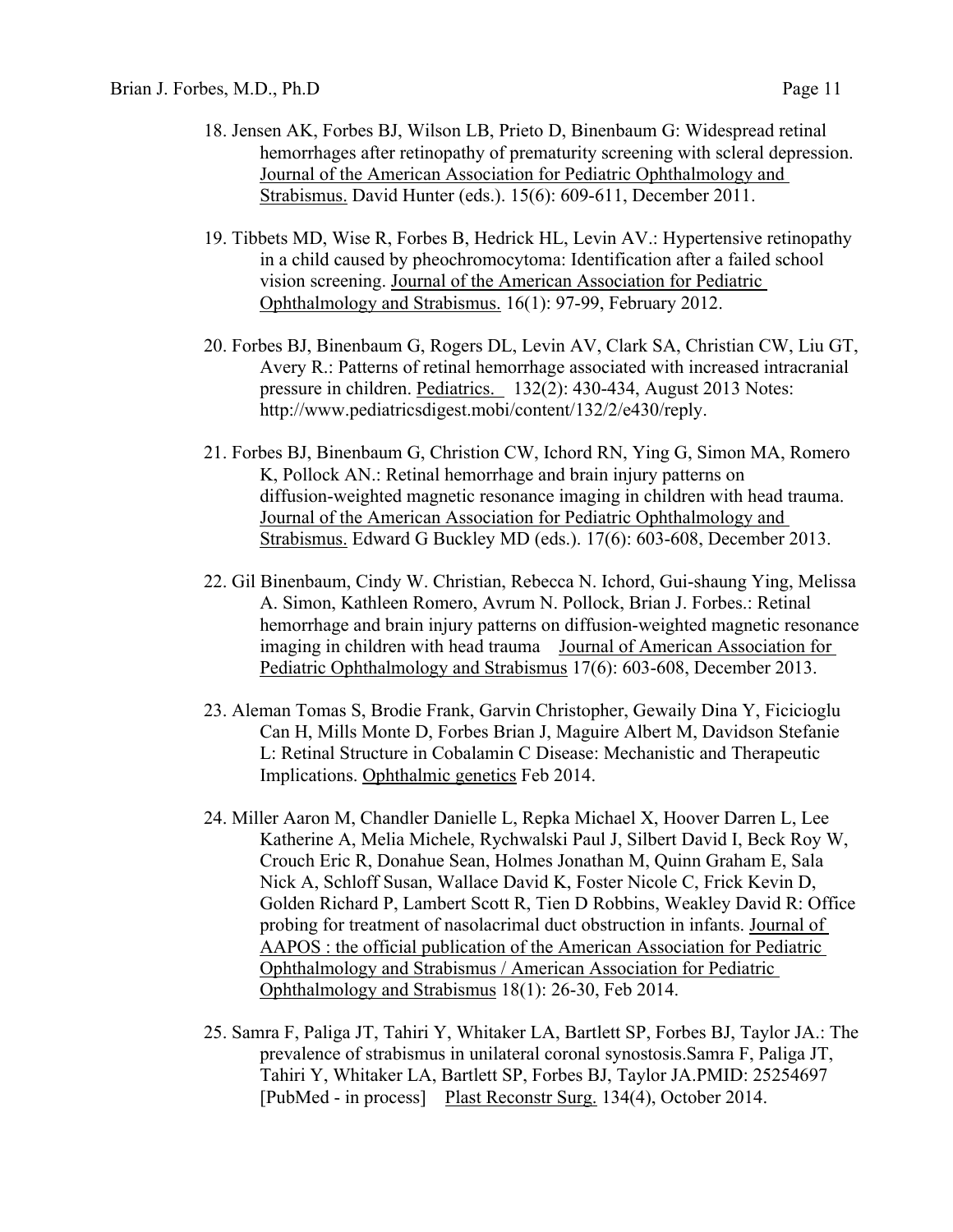18. Jensen AK, Forbes BJ, Wilson LB, Prieto D, Binenbaum G: Widespread retinal hemorrhages after retinopathy of prematurity screening with scleral depression. Journal of the American Association for Pediatric Ophthalmology and Strabismus. David Hunter (eds.). 15(6): 609-611, December 2011.

19. Tibbets MD, Wise R, Forbes B, Hedrick HL, Levin AV.: Hypertensive retinopathy in a child caused by pheochromocytoma: Identification after a failed school vision screening. Journal of the American Association for Pediatric Ophthalmology and Strabismus. 16(1): 97-99, February 2012.

20. Forbes BJ, Binenbaum G, Rogers DL, Levin AV, Clark SA, Christian CW, Liu GT, Avery R.: Patterns of retinal hemorrhage associated with increased intracranial pressure in children. Pediatrics. 132(2): 430-434, August 2013 Notes: http://www.pediatricsdigest.mobi/content/132/2/e430/reply.

21. Forbes BJ, Binenbaum G, Christion CW, Ichord RN, Ying G, Simon MA, Romero K, Pollock AN.: Retinal hemorrhage and brain injury patterns on diffusion-weighted magnetic resonance imaging in children with head trauma. Journal of the American Association for Pediatric Ophthalmology and Strabismus. Edward G Buckley MD (eds.). 17(6): 603-608, December 2013.

22. Gil Binenbaum, Cindy W. Christian, Rebecca N. Ichord, Gui-shaung Ying, Melissa A. Simon, Kathleen Romero, Avrum N. Pollock, Brian J. Forbes.: Retinal hemorrhage and brain injury patterns on diffusion-weighted magnetic resonance imaging in children with head trauma Journal of American Association for Pediatric Ophthalmology and Strabismus 17(6): 603-608, December 2013.

23. Aleman Tomas S, Brodie Frank, Garvin Christopher, Gewaily Dina Y, Ficicioglu Can H, Mills Monte D, Forbes Brian J, Maguire Albert M, Davidson Stefanie L: Retinal Structure in Cobalamin C Disease: Mechanistic and Therapeutic Implications. Ophthalmic genetics Feb 2014.

24. Miller Aaron M, Chandler Danielle L, Repka Michael X, Hoover Darren L, Lee Katherine A, Melia Michele, Rychwalski Paul J, Silbert David I, Beck Roy W, Crouch Eric R, Donahue Sean, Holmes Jonathan M, Quinn Graham E, Sala Nick A, Schloff Susan, Wallace David K, Foster Nicole C, Frick Kevin D, Golden Richard P, Lambert Scott R, Tien D Robbins, Weakley David R: Office probing for treatment of nasolacrimal duct obstruction in infants. Journal of AAPOS : the official publication of the American Association for Pediatric Ophthalmology and Strabismus / American Association for Pediatric Ophthalmology and Strabismus 18(1): 26-30, Feb 2014.

25. Samra F, Paliga JT, Tahiri Y, Whitaker LA, Bartlett SP, Forbes BJ, Taylor JA.: The prevalence of strabismus in unilateral coronal synostosis.Samra F, Paliga JT, Tahiri Y, Whitaker LA, Bartlett SP, Forbes BJ, Taylor JA.PMID: 25254697 [PubMed - in process] Plast Reconstr Surg. 134(4), October 2014.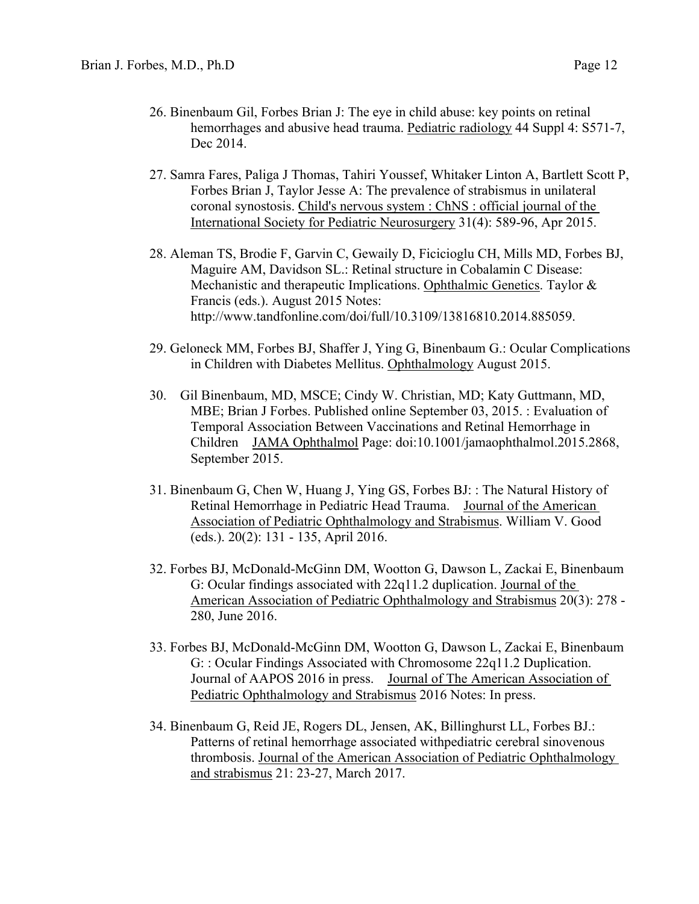26. Binenbaum Gil, Forbes Brian J: The eye in child abuse: key points on retinal hemorrhages and abusive head trauma. Pediatric radiology 44 Suppl 4: S571-7, Dec 2014.

27. Samra Fares, Paliga J Thomas, Tahiri Youssef, Whitaker Linton A, Bartlett Scott P, Forbes Brian J, Taylor Jesse A: The prevalence of strabismus in unilateral coronal synostosis. Child's nervous system : ChNS : official journal of the International Society for Pediatric Neurosurgery 31(4): 589-96, Apr 2015.

28. Aleman TS, Brodie F, Garvin C, Gewaily D, Ficicioglu CH, Mills MD, Forbes BJ, Maguire AM, Davidson SL.: Retinal structure in Cobalamin C Disease: Mechanistic and therapeutic Implications. Ophthalmic Genetics. Taylor & Francis (eds.). August 2015 Notes: http://www.tandfonline.com/doi/full/10.3109/13816810.2014.885059.

29. Geloneck MM, Forbes BJ, Shaffer J, Ying G, Binenbaum G.: Ocular Complications in Children with Diabetes Mellitus. Ophthalmology August 2015.

30. Gil Binenbaum, MD, MSCE; Cindy W. Christian, MD; Katy Guttmann, MD, MBE; Brian J Forbes. Published online September 03, 2015. : Evaluation of Temporal Association Between Vaccinations and Retinal Hemorrhage in Children JAMA Ophthalmol Page: doi:10.1001/jamaophthalmol.2015.2868, September 2015.

31. Binenbaum G, Chen W, Huang J, Ying GS, Forbes BJ: : The Natural History of Retinal Hemorrhage in Pediatric Head Trauma. Journal of the American Association of Pediatric Ophthalmology and Strabismus. William V. Good (eds.). 20(2): 131 - 135, April 2016.

32. Forbes BJ, McDonald-McGinn DM, Wootton G, Dawson L, Zackai E, Binenbaum G: Ocular findings associated with 22q11.2 duplication. Journal of the American Association of Pediatric Ophthalmology and Strabismus 20(3): 278 - 280, June 2016.

33. Forbes BJ, McDonald-McGinn DM, Wootton G, Dawson L, Zackai E, Binenbaum G: : Ocular Findings Associated with Chromosome 22q11.2 Duplication. Journal of AAPOS 2016 in press. Journal of The American Association of Pediatric Ophthalmology and Strabismus 2016 Notes: In press.

34. Binenbaum G, Reid JE, Rogers DL, Jensen, AK, Billinghurst LL, Forbes BJ.: Patterns of retinal hemorrhage associated withpediatric cerebral sinovenous thrombosis. Journal of the American Association of Pediatric Ophthalmology and strabismus 21: 23-27, March 2017.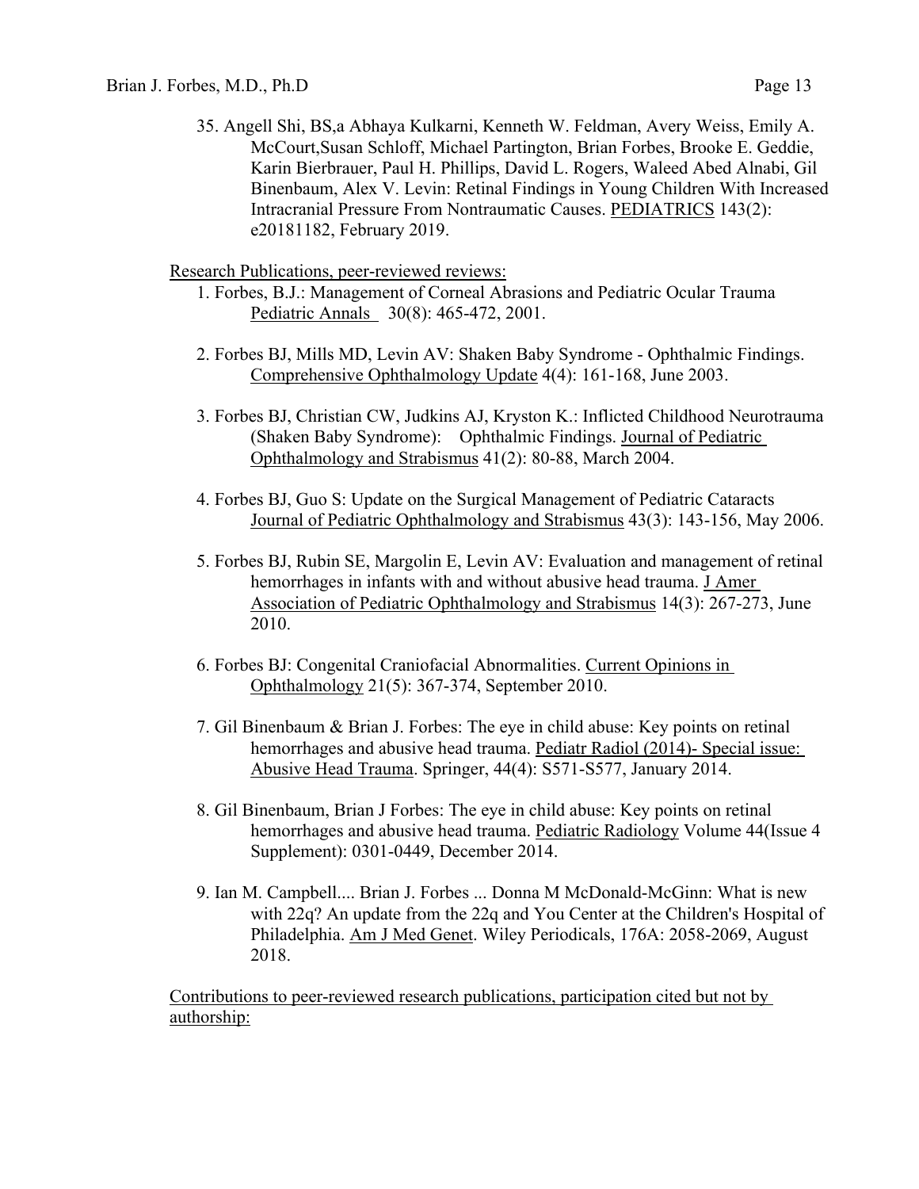35. Angell Shi, BS,a Abhaya Kulkarni, Kenneth W. Feldman, Avery Weiss, Emily A. McCourt,Susan Schloff, Michael Partington, Brian Forbes, Brooke E. Geddie, Karin Bierbrauer, Paul H. Phillips, David L. Rogers, Waleed Abed Alnabi, Gil Binenbaum, Alex V. Levin: Retinal Findings in Young Children With Increased Intracranial Pressure From Nontraumatic Causes. PEDIATRICS 143(2): e20181182, February 2019.

Research Publications, peer-reviewed reviews:

1. Forbes, B.J.: Management of Corneal Abrasions and Pediatric Ocular Trauma Pediatric Annals 30(8): 465-472, 2001.

2. Forbes BJ, Mills MD, Levin AV: Shaken Baby Syndrome - Ophthalmic Findings. Comprehensive Ophthalmology Update 4(4): 161-168, June 2003.

3. Forbes BJ, Christian CW, Judkins AJ, Kryston K.: Inflicted Childhood Neurotrauma (Shaken Baby Syndrome): Ophthalmic Findings. Journal of Pediatric Ophthalmology and Strabismus 41(2): 80-88, March 2004.

4. Forbes BJ, Guo S: Update on the Surgical Management of Pediatric Cataracts Journal of Pediatric Ophthalmology and Strabismus 43(3): 143-156, May 2006.

5. Forbes BJ, Rubin SE, Margolin E, Levin AV: Evaluation and management of retinal hemorrhages in infants with and without abusive head trauma. J Amer Association of Pediatric Ophthalmology and Strabismus 14(3): 267-273, June 2010.

6. Forbes BJ: Congenital Craniofacial Abnormalities. Current Opinions in Ophthalmology 21(5): 367-374, September 2010.

7. Gil Binenbaum & Brian J. Forbes: The eye in child abuse: Key points on retinal hemorrhages and abusive head trauma. Pediatr Radiol (2014)- Special issue: Abusive Head Trauma. Springer, 44(4): S571-S577, January 2014.

8. Gil Binenbaum, Brian J Forbes: The eye in child abuse: Key points on retinal hemorrhages and abusive head trauma. Pediatric Radiology Volume 44(Issue 4 Supplement): 0301-0449, December 2014.

9. Ian M. Campbell.... Brian J. Forbes ... Donna M McDonald-McGinn: What is new with 22q? An update from the 22q and You Center at the Children's Hospital of Philadelphia. Am J Med Genet. Wiley Periodicals, 176A: 2058-2069, August 2018.

Contributions to peer-reviewed research publications, participation cited but not by authorship: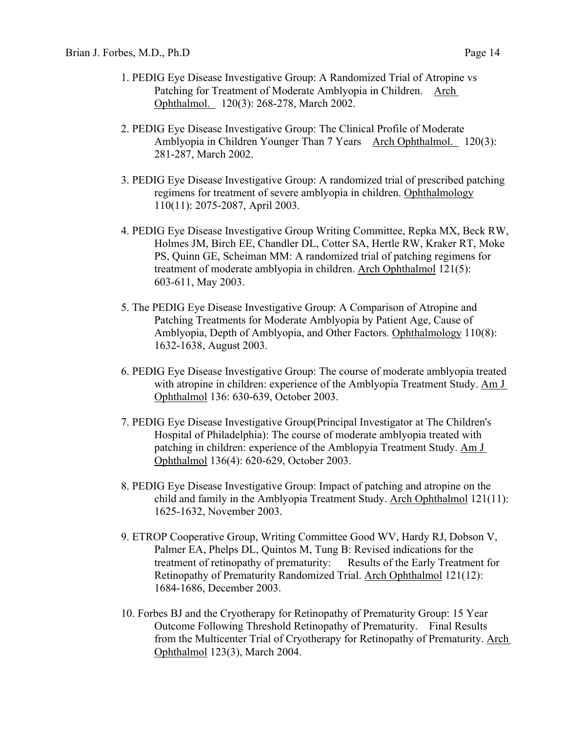1. PEDIG Eye Disease Investigative Group: A Randomized Trial of Atropine vs Patching for Treatment of Moderate Amblyopia in Children. Arch Ophthalmol. 120(3): 268-278, March 2002.

2. PEDIG Eye Disease Investigative Group: The Clinical Profile of Moderate Amblyopia in Children Younger Than 7 Years Arch Ophthalmol. 120(3): 281-287, March 2002.

3. PEDIG Eye Disease Investigative Group: A randomized trial of prescribed patching regimens for treatment of severe amblyopia in children. Ophthalmology 110(11): 2075-2087, April 2003.

4. PEDIG Eye Disease Investigative Group Writing Committee, Repka MX, Beck RW, Holmes JM, Birch EE, Chandler DL, Cotter SA, Hertle RW, Kraker RT, Moke PS, Quinn GE, Scheiman MM: A randomized trial of patching regimens for treatment of moderate amblyopia in children. Arch Ophthalmol 121(5): 603-611, May 2003.

5. The PEDIG Eye Disease Investigative Group: A Comparison of Atropine and Patching Treatments for Moderate Amblyopia by Patient Age, Cause of Amblyopia, Depth of Amblyopia, and Other Factors. Ophthalmology 110(8): 1632-1638, August 2003.

6. PEDIG Eye Disease Investigative Group: The course of moderate amblyopia treated with atropine in children: experience of the Amblyopia Treatment Study. Am J Ophthalmol 136: 630-639, October 2003.

7. PEDIG Eye Disease Investigative Group(Principal Investigator at The Children's Hospital of Philadelphia): The course of moderate amblyopia treated with patching in children: experience of the Amblopyia Treatment Study. Am J Ophthalmol 136(4): 620-629, October 2003.

8. PEDIG Eye Disease Investigative Group: Impact of patching and atropine on the child and family in the Amblyopia Treatment Study. Arch Ophthalmol 121(11): 1625-1632, November 2003.

9. ETROP Cooperative Group, Writing Committee Good WV, Hardy RJ, Dobson V, Palmer EA, Phelps DL, Quintos M, Tung B: Revised indications for the treatment of retinopathy of prematurity: Results of the Early Treatment for Retinopathy of Prematurity Randomized Trial. Arch Ophthalmol 121(12): 1684-1686, December 2003.

10. Forbes BJ and the Cryotherapy for Retinopathy of Prematurity Group: 15 Year Outcome Following Threshold Retinopathy of Prematurity. Final Results from the Multicenter Trial of Cryotherapy for Retinopathy of Prematurity. Arch Ophthalmol 123(3), March 2004.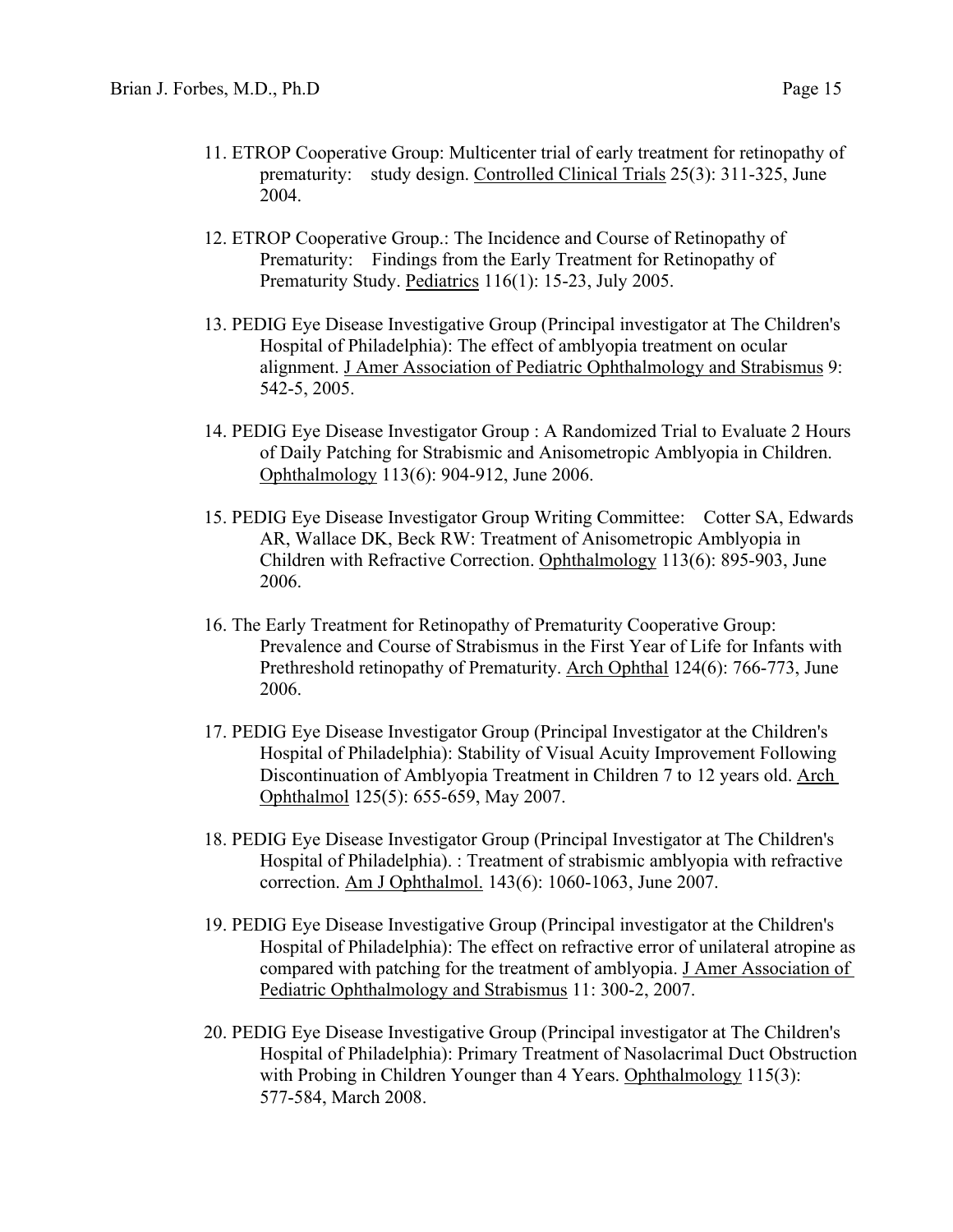11. ETROP Cooperative Group: Multicenter trial of early treatment for retinopathy of prematurity: study design. Controlled Clinical Trials 25(3): 311-325, June 2004.

12. ETROP Cooperative Group.: The Incidence and Course of Retinopathy of Prematurity: Findings from the Early Treatment for Retinopathy of Prematurity Study. Pediatrics 116(1): 15-23, July 2005.

13. PEDIG Eye Disease Investigative Group (Principal investigator at The Children's Hospital of Philadelphia): The effect of amblyopia treatment on ocular alignment. J Amer Association of Pediatric Ophthalmology and Strabismus 9: 542-5, 2005.

14. PEDIG Eye Disease Investigator Group : A Randomized Trial to Evaluate 2 Hours of Daily Patching for Strabismic and Anisometropic Amblyopia in Children. Ophthalmology 113(6): 904-912, June 2006.

15. PEDIG Eye Disease Investigator Group Writing Committee: Cotter SA, Edwards AR, Wallace DK, Beck RW: Treatment of Anisometropic Amblyopia in Children with Refractive Correction. Ophthalmology 113(6): 895-903, June 2006.

16. The Early Treatment for Retinopathy of Prematurity Cooperative Group: Prevalence and Course of Strabismus in the First Year of Life for Infants with Prethreshold retinopathy of Prematurity. Arch Ophthal 124(6): 766-773, June 2006.

17. PEDIG Eye Disease Investigator Group (Principal Investigator at the Children's Hospital of Philadelphia): Stability of Visual Acuity Improvement Following Discontinuation of Amblyopia Treatment in Children 7 to 12 years old. Arch Ophthalmol 125(5): 655-659, May 2007.

18. PEDIG Eye Disease Investigator Group (Principal Investigator at The Children's Hospital of Philadelphia). : Treatment of strabismic amblyopia with refractive correction. Am J Ophthalmol. 143(6): 1060-1063, June 2007.

19. PEDIG Eye Disease Investigative Group (Principal investigator at the Children's Hospital of Philadelphia): The effect on refractive error of unilateral atropine as compared with patching for the treatment of amblyopia. J Amer Association of Pediatric Ophthalmology and Strabismus 11: 300-2, 2007.

20. PEDIG Eye Disease Investigative Group (Principal investigator at The Children's Hospital of Philadelphia): Primary Treatment of Nasolacrimal Duct Obstruction with Probing in Children Younger than 4 Years. Ophthalmology 115(3): 577-584, March 2008.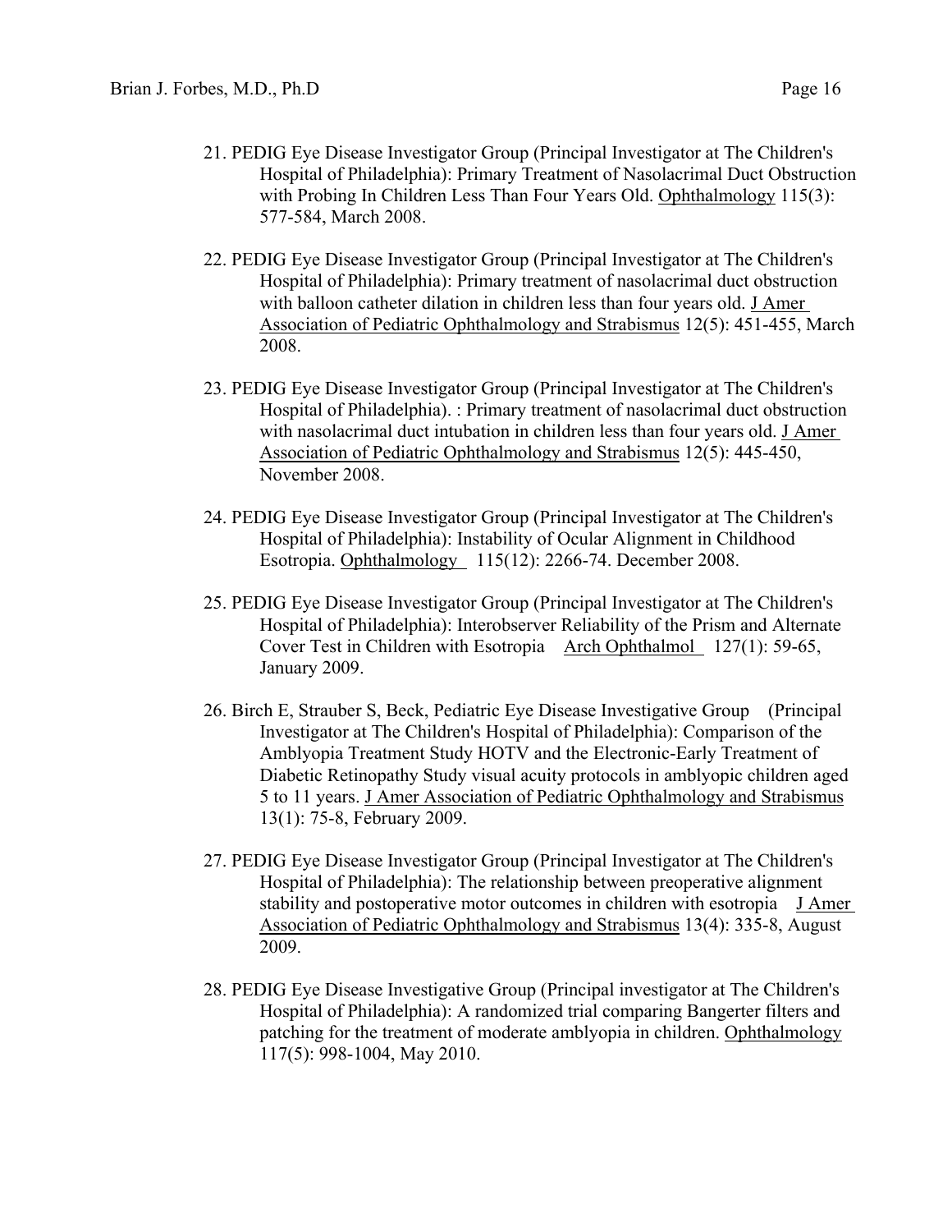21. PEDIG Eye Disease Investigator Group (Principal Investigator at The Children's Hospital of Philadelphia): Primary Treatment of Nasolacrimal Duct Obstruction with Probing In Children Less Than Four Years Old. Ophthalmology 115(3): 577-584, March 2008.

22. PEDIG Eye Disease Investigator Group (Principal Investigator at The Children's Hospital of Philadelphia): Primary treatment of nasolacrimal duct obstruction with balloon catheter dilation in children less than four years old. J Amer Association of Pediatric Ophthalmology and Strabismus 12(5): 451-455, March 2008.

23. PEDIG Eye Disease Investigator Group (Principal Investigator at The Children's Hospital of Philadelphia). : Primary treatment of nasolacrimal duct obstruction with nasolacrimal duct intubation in children less than four years old. J Amer Association of Pediatric Ophthalmology and Strabismus 12(5): 445-450, November 2008.

24. PEDIG Eye Disease Investigator Group (Principal Investigator at The Children's Hospital of Philadelphia): Instability of Ocular Alignment in Childhood Esotropia. Ophthalmology 115(12): 2266-74. December 2008.

25. PEDIG Eye Disease Investigator Group (Principal Investigator at The Children's Hospital of Philadelphia): Interobserver Reliability of the Prism and Alternate Cover Test in Children with Esotropia Arch Ophthalmol 127(1): 59-65, January 2009.

26. Birch E, Strauber S, Beck, Pediatric Eye Disease Investigative Group (Principal Investigator at The Children's Hospital of Philadelphia): Comparison of the Amblyopia Treatment Study HOTV and the Electronic-Early Treatment of Diabetic Retinopathy Study visual acuity protocols in amblyopic children aged 5 to 11 years. J Amer Association of Pediatric Ophthalmology and Strabismus 13(1): 75-8, February 2009.

27. PEDIG Eye Disease Investigator Group (Principal Investigator at The Children's Hospital of Philadelphia): The relationship between preoperative alignment stability and postoperative motor outcomes in children with esotropia J Amer Association of Pediatric Ophthalmology and Strabismus 13(4): 335-8, August 2009.

28. PEDIG Eye Disease Investigative Group (Principal investigator at The Children's Hospital of Philadelphia): A randomized trial comparing Bangerter filters and patching for the treatment of moderate amblyopia in children. Ophthalmology 117(5): 998-1004, May 2010.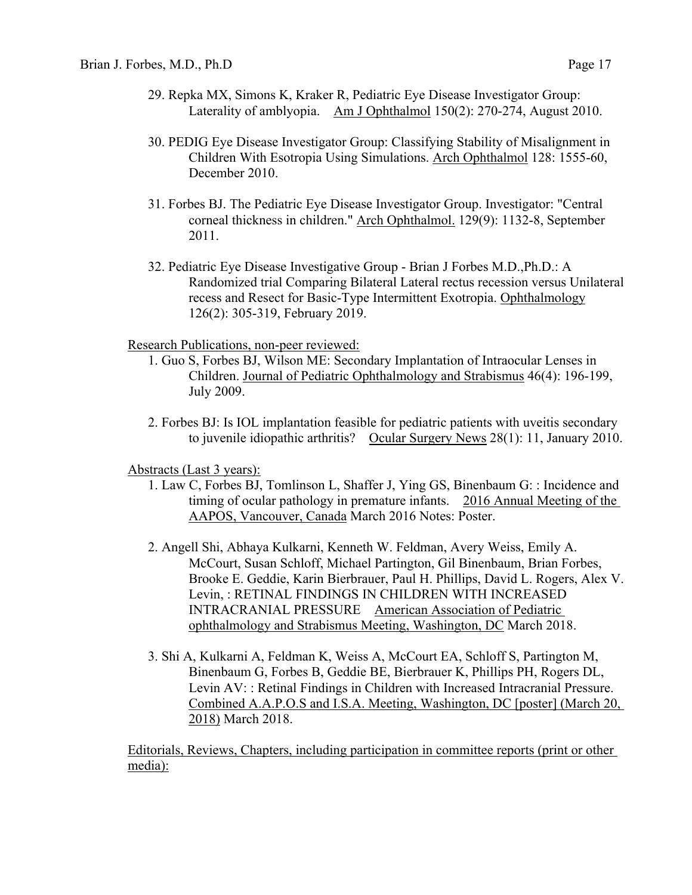29. Repka MX, Simons K, Kraker R, Pediatric Eye Disease Investigator Group: Laterality of amblyopia. Am J Ophthalmol 150(2): 270-274, August 2010.

30. PEDIG Eye Disease Investigator Group: Classifying Stability of Misalignment in Children With Esotropia Using Simulations. Arch Ophthalmol 128: 1555-60, December 2010.

31. Forbes BJ. The Pediatric Eye Disease Investigator Group. Investigator: "Central corneal thickness in children." Arch Ophthalmol. 129(9): 1132-8, September 2011.

32. Pediatric Eye Disease Investigative Group - Brian J Forbes M.D.,Ph.D.: A Randomized trial Comparing Bilateral Lateral rectus recession versus Unilateral recess and Resect for Basic-Type Intermittent Exotropia. Ophthalmology 126(2): 305-319, February 2019.

Research Publications, non-peer reviewed:

1. Guo S, Forbes BJ, Wilson ME: Secondary Implantation of Intraocular Lenses in Children. Journal of Pediatric Ophthalmology and Strabismus 46(4): 196-199, July 2009.

2. Forbes BJ: Is IOL implantation feasible for pediatric patients with uveitis secondary to juvenile idiopathic arthritis? Ocular Surgery News 28(1): 11, January 2010.

Abstracts (Last 3 years):

1. Law C, Forbes BJ, Tomlinson L, Shaffer J, Ying GS, Binenbaum G: : Incidence and timing of ocular pathology in premature infants. 2016 Annual Meeting of the AAPOS, Vancouver, Canada March 2016 Notes: Poster.

2. Angell Shi, Abhaya Kulkarni, Kenneth W. Feldman, Avery Weiss, Emily A. McCourt, Susan Schloff, Michael Partington, Gil Binenbaum, Brian Forbes, Brooke E. Geddie, Karin Bierbrauer, Paul H. Phillips, David L. Rogers, Alex V. Levin, : RETINAL FINDINGS IN CHILDREN WITH INCREASED INTRACRANIAL PRESSURE American Association of Pediatric ophthalmology and Strabismus Meeting, Washington, DC March 2018.

3. Shi A, Kulkarni A, Feldman K, Weiss A, McCourt EA, Schloff S, Partington M, Binenbaum G, Forbes B, Geddie BE, Bierbrauer K, Phillips PH, Rogers DL, Levin AV: : Retinal Findings in Children with Increased Intracranial Pressure. Combined A.A.P.O.S and I.S.A. Meeting, Washington, DC [poster] (March 20, 2018) March 2018.

Editorials, Reviews, Chapters, including participation in committee reports (print or other media):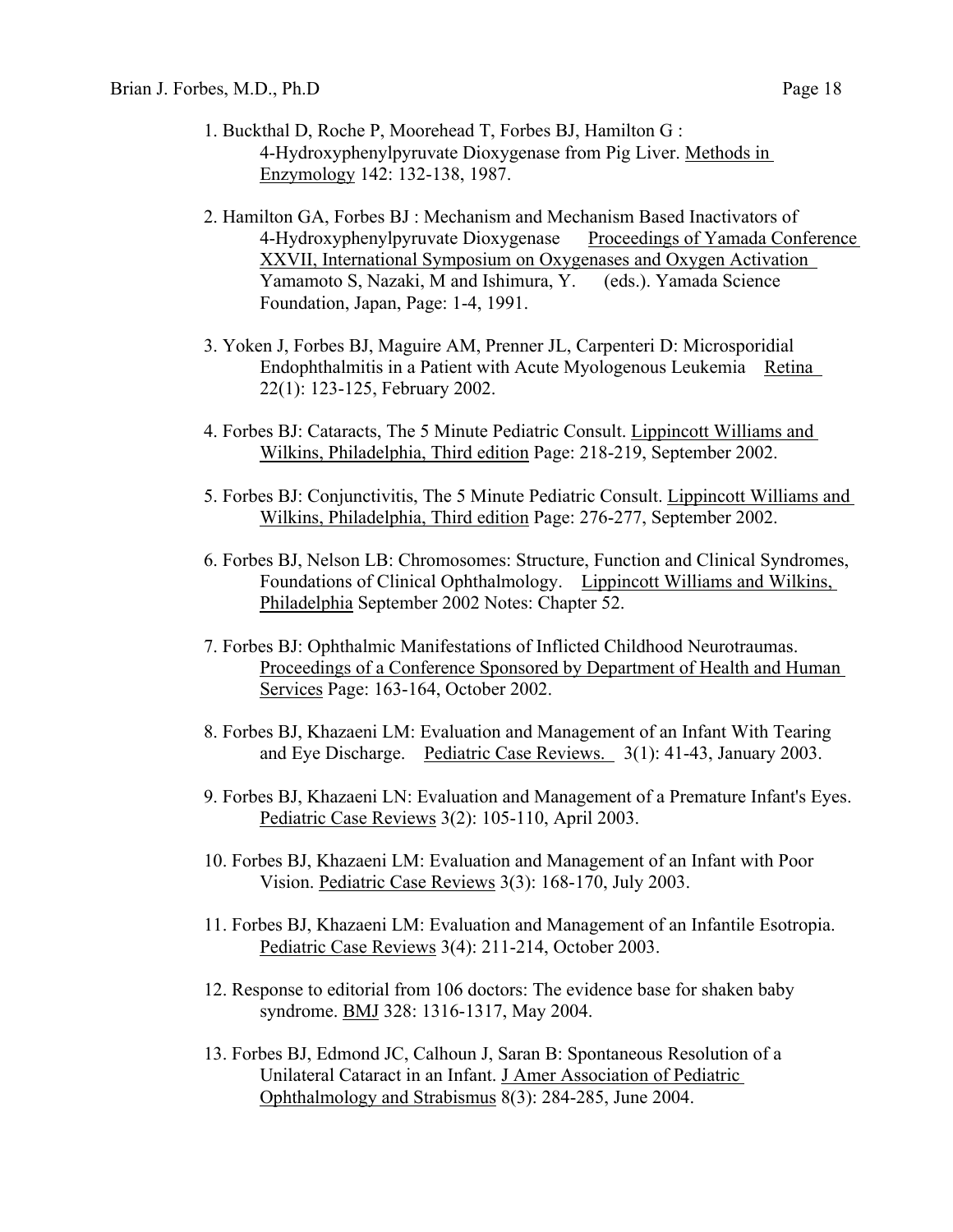1. Buckthal D, Roche P, Moorehead T, Forbes BJ, Hamilton G : 4-Hydroxyphenylpyruvate Dioxygenase from Pig Liver. Methods in Enzymology 142: 132-138, 1987.

2. Hamilton GA, Forbes BJ : Mechanism and Mechanism Based Inactivators of 4-Hydroxyphenylpyruvate Dioxygenase Proceedings of Yamada Conference XXVII, International Symposium on Oxygenases and Oxygen Activation Yamamoto S, Nazaki, M and Ishimura, Y. (eds.). Yamada Science Foundation, Japan, Page: 1-4, 1991.

3. Yoken J, Forbes BJ, Maguire AM, Prenner JL, Carpenteri D: Microsporidial Endophthalmitis in a Patient with Acute Myologenous Leukemia Retina 22(1): 123-125, February 2002.

4. Forbes BJ: Cataracts, The 5 Minute Pediatric Consult. Lippincott Williams and Wilkins, Philadelphia, Third edition Page: 218-219, September 2002.

5. Forbes BJ: Conjunctivitis, The 5 Minute Pediatric Consult. Lippincott Williams and Wilkins, Philadelphia, Third edition Page: 276-277, September 2002.

6. Forbes BJ, Nelson LB: Chromosomes: Structure, Function and Clinical Syndromes, Foundations of Clinical Ophthalmology. Lippincott Williams and Wilkins, Philadelphia September 2002 Notes: Chapter 52.

7. Forbes BJ: Ophthalmic Manifestations of Inflicted Childhood Neurotraumas. Proceedings of a Conference Sponsored by Department of Health and Human Services Page: 163-164, October 2002.

8. Forbes BJ, Khazaeni LM: Evaluation and Management of an Infant With Tearing and Eye Discharge. Pediatric Case Reviews. 3(1): 41-43, January 2003.

9. Forbes BJ, Khazaeni LN: Evaluation and Management of a Premature Infant's Eyes. Pediatric Case Reviews 3(2): 105-110, April 2003.

10. Forbes BJ, Khazaeni LM: Evaluation and Management of an Infant with Poor Vision. Pediatric Case Reviews 3(3): 168-170, July 2003.

11. Forbes BJ, Khazaeni LM: Evaluation and Management of an Infantile Esotropia. Pediatric Case Reviews 3(4): 211-214, October 2003.

12. Response to editorial from 106 doctors: The evidence base for shaken baby syndrome. BMJ 328: 1316-1317, May 2004.

13. Forbes BJ, Edmond JC, Calhoun J, Saran B: Spontaneous Resolution of a Unilateral Cataract in an Infant. J Amer Association of Pediatric Ophthalmology and Strabismus 8(3): 284-285, June 2004.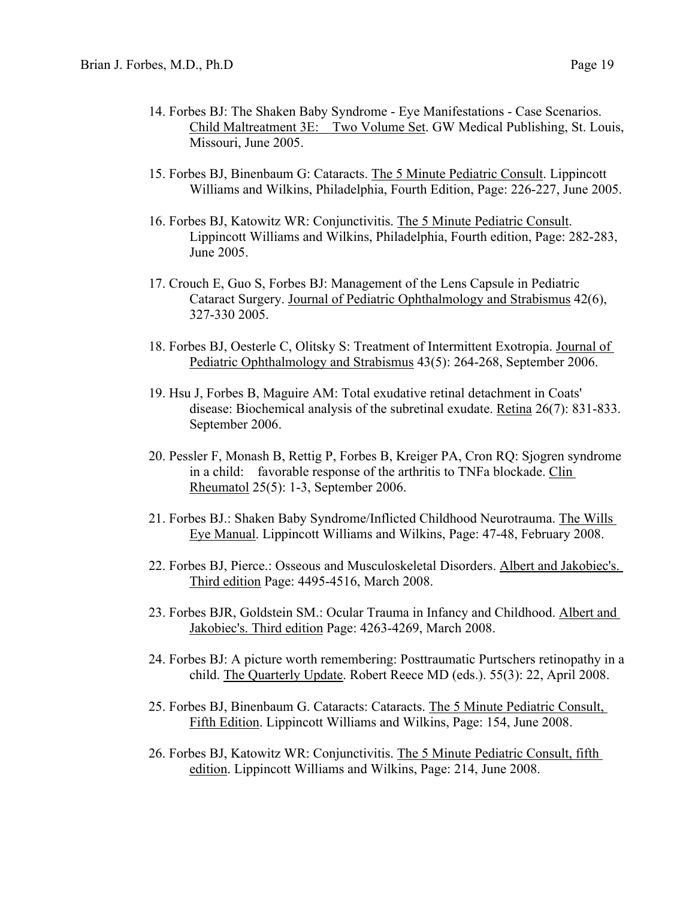14. Forbes BJ: The Shaken Baby Syndrome - Eye Manifestations - Case Scenarios. Child Maltreatment 3E: Two Volume Set. GW Medical Publishing, St. Louis, Missouri, June 2005.

15. Forbes BJ, Binenbaum G: Cataracts. The 5 Minute Pediatric Consult. Lippincott Williams and Wilkins, Philadelphia, Fourth Edition, Page: 226-227, June 2005.

16. Forbes BJ, Katowitz WR: Conjunctivitis. The 5 Minute Pediatric Consult. Lippincott Williams and Wilkins, Philadelphia, Fourth edition, Page: 282-283, June 2005.

17. Crouch E, Guo S, Forbes BJ: Management of the Lens Capsule in Pediatric Cataract Surgery. Journal of Pediatric Ophthalmology and Strabismus 42(6), 327-330 2005.

18. Forbes BJ, Oesterle C, Olitsky S: Treatment of Intermittent Exotropia. Journal of Pediatric Ophthalmology and Strabismus 43(5): 264-268, September 2006.

19. Hsu J, Forbes B, Maguire AM: Total exudative retinal detachment in Coats' disease: Biochemical analysis of the subretinal exudate. Retina 26(7): 831-833. September 2006.

20. Pessler F, Monash B, Rettig P, Forbes B, Kreiger PA, Cron RQ: Sjogren syndrome in a child: favorable response of the arthritis to TNFa blockade. Clin Rheumatol 25(5): 1-3, September 2006.

21. Forbes BJ.: Shaken Baby Syndrome/Inflicted Childhood Neurotrauma. The Wills Eye Manual. Lippincott Williams and Wilkins, Page: 47-48, February 2008.

22. Forbes BJ, Pierce.: Osseous and Musculoskeletal Disorders. Albert and Jakobiec's. Third edition Page: 4495-4516, March 2008.

23. Forbes BJR, Goldstein SM.: Ocular Trauma in Infancy and Childhood. Albert and Jakobiec's. Third edition Page: 4263-4269, March 2008.

24. Forbes BJ: A picture worth remembering: Posttraumatic Purtschers retinopathy in a child. The Quarterly Update. Robert Reece MD (eds.). 55(3): 22, April 2008.

25. Forbes BJ, Binenbaum G. Cataracts: Cataracts. The 5 Minute Pediatric Consult, Fifth Edition. Lippincott Williams and Wilkins, Page: 154, June 2008.

26. Forbes BJ, Katowitz WR: Conjunctivitis. The 5 Minute Pediatric Consult, fifth edition. Lippincott Williams and Wilkins, Page: 214, June 2008.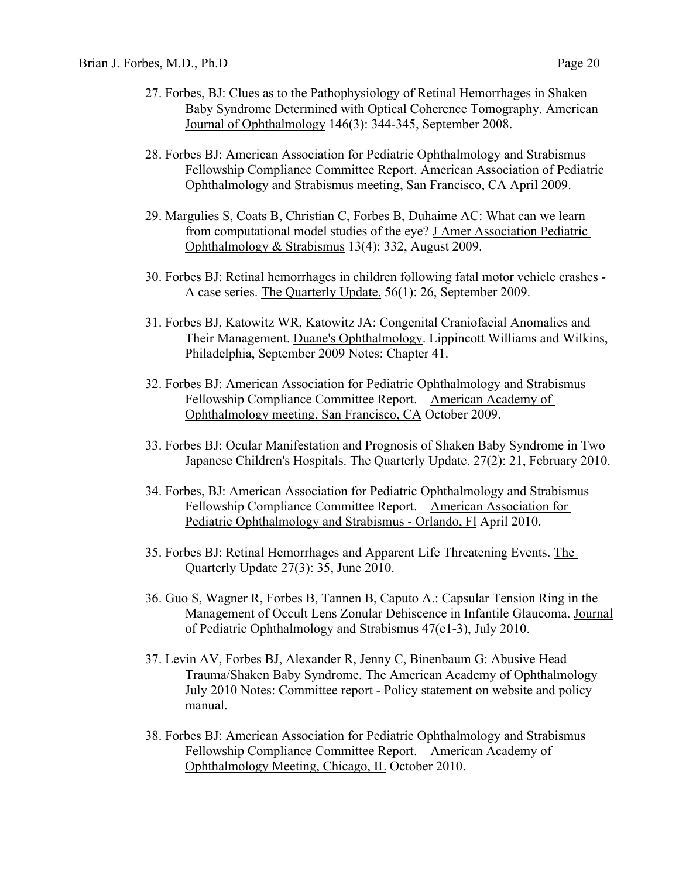27. Forbes, BJ: Clues as to the Pathophysiology of Retinal Hemorrhages in Shaken Baby Syndrome Determined with Optical Coherence Tomography. American Journal of Ophthalmology 146(3): 344-345, September 2008.

28. Forbes BJ: American Association for Pediatric Ophthalmology and Strabismus Fellowship Compliance Committee Report. American Association of Pediatric Ophthalmology and Strabismus meeting, San Francisco, CA April 2009.

29. Margulies S, Coats B, Christian C, Forbes B, Duhaime AC: What can we learn from computational model studies of the eye? J Amer Association Pediatric Ophthalmology & Strabismus 13(4): 332, August 2009.

30. Forbes BJ: Retinal hemorrhages in children following fatal motor vehicle crashes - A case series. The Quarterly Update. 56(1): 26, September 2009.

31. Forbes BJ, Katowitz WR, Katowitz JA: Congenital Craniofacial Anomalies and Their Management. Duane's Ophthalmology. Lippincott Williams and Wilkins, Philadelphia, September 2009 Notes: Chapter 41.

32. Forbes BJ: American Association for Pediatric Ophthalmology and Strabismus Fellowship Compliance Committee Report. American Academy of Ophthalmology meeting, San Francisco, CA October 2009.

33. Forbes BJ: Ocular Manifestation and Prognosis of Shaken Baby Syndrome in Two Japanese Children's Hospitals. The Quarterly Update. 27(2): 21, February 2010.

34. Forbes, BJ: American Association for Pediatric Ophthalmology and Strabismus Fellowship Compliance Committee Report. American Association for Pediatric Ophthalmology and Strabismus - Orlando, Fl April 2010.

35. Forbes BJ: Retinal Hemorrhages and Apparent Life Threatening Events. The Quarterly Update 27(3): 35, June 2010.

36. Guo S, Wagner R, Forbes B, Tannen B, Caputo A.: Capsular Tension Ring in the Management of Occult Lens Zonular Dehiscence in Infantile Glaucoma. Journal of Pediatric Ophthalmology and Strabismus 47(e1-3), July 2010.

37. Levin AV, Forbes BJ, Alexander R, Jenny C, Binenbaum G: Abusive Head Trauma/Shaken Baby Syndrome. The American Academy of Ophthalmology July 2010 Notes: Committee report - Policy statement on website and policy manual.

38. Forbes BJ: American Association for Pediatric Ophthalmology and Strabismus Fellowship Compliance Committee Report. American Academy of Ophthalmology Meeting, Chicago, IL October 2010.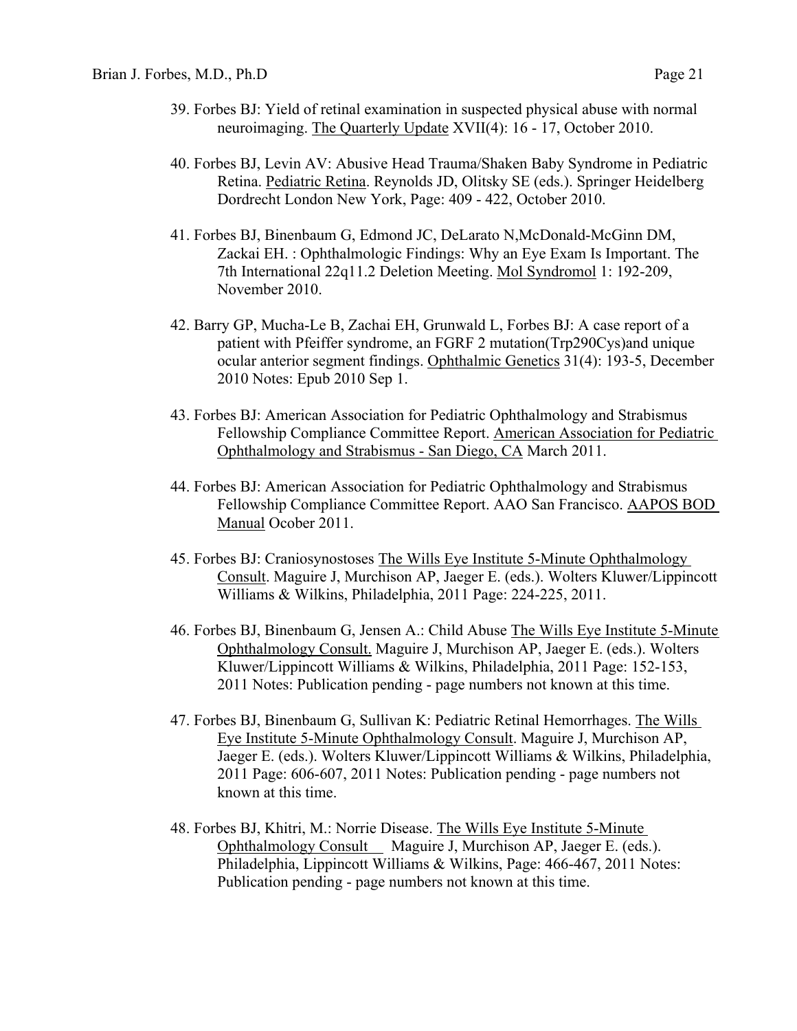39. Forbes BJ: Yield of retinal examination in suspected physical abuse with normal neuroimaging. The Quarterly Update XVII(4): 16 - 17, October 2010.

40. Forbes BJ, Levin AV: Abusive Head Trauma/Shaken Baby Syndrome in Pediatric Retina. Pediatric Retina. Reynolds JD, Olitsky SE (eds.). Springer Heidelberg Dordrecht London New York, Page: 409 - 422, October 2010.

41. Forbes BJ, Binenbaum G, Edmond JC, DeLarato N,McDonald-McGinn DM, Zackai EH. : Ophthalmologic Findings: Why an Eye Exam Is Important. The 7th International 22q11.2 Deletion Meeting. Mol Syndromol 1: 192-209, November 2010.

42. Barry GP, Mucha-Le B, Zachai EH, Grunwald L, Forbes BJ: A case report of a patient with Pfeiffer syndrome, an FGRF 2 mutation(Trp290Cys)and unique ocular anterior segment findings. Ophthalmic Genetics 31(4): 193-5, December 2010 Notes: Epub 2010 Sep 1.

43. Forbes BJ: American Association for Pediatric Ophthalmology and Strabismus Fellowship Compliance Committee Report. American Association for Pediatric Ophthalmology and Strabismus - San Diego, CA March 2011.

44. Forbes BJ: American Association for Pediatric Ophthalmology and Strabismus Fellowship Compliance Committee Report. AAO San Francisco. AAPOS BOD Manual Ocober 2011.

45. Forbes BJ: Craniosynostoses The Wills Eye Institute 5-Minute Ophthalmology Consult. Maguire J, Murchison AP, Jaeger E. (eds.). Wolters Kluwer/Lippincott Williams & Wilkins, Philadelphia, 2011 Page: 224-225, 2011.

46. Forbes BJ, Binenbaum G, Jensen A.: Child Abuse The Wills Eye Institute 5-Minute Ophthalmology Consult. Maguire J, Murchison AP, Jaeger E. (eds.). Wolters Kluwer/Lippincott Williams & Wilkins, Philadelphia, 2011 Page: 152-153, 2011 Notes: Publication pending - page numbers not known at this time.

47. Forbes BJ, Binenbaum G, Sullivan K: Pediatric Retinal Hemorrhages. The Wills Eye Institute 5-Minute Ophthalmology Consult. Maguire J, Murchison AP, Jaeger E. (eds.). Wolters Kluwer/Lippincott Williams & Wilkins, Philadelphia, 2011 Page: 606-607, 2011 Notes: Publication pending - page numbers not known at this time.

48. Forbes BJ, Khitri, M.: Norrie Disease. The Wills Eye Institute 5-Minute Ophthalmology Consult Maguire J, Murchison AP, Jaeger E. (eds.). Philadelphia, Lippincott Williams & Wilkins, Page: 466-467, 2011 Notes: Publication pending - page numbers not known at this time.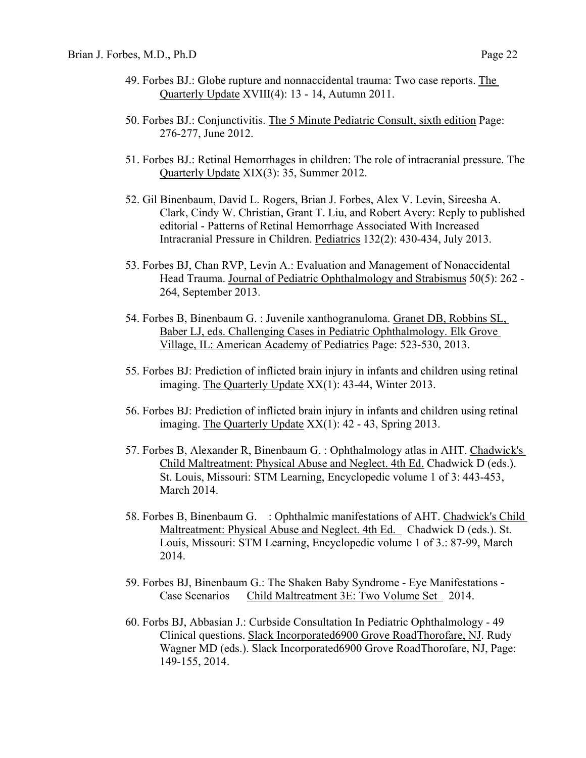49. Forbes BJ.: Globe rupture and nonnaccidental trauma: Two case reports. The Quarterly Update XVIII(4): 13 - 14, Autumn 2011.

50. Forbes BJ.: Conjunctivitis. The 5 Minute Pediatric Consult, sixth edition Page: 276-277, June 2012.

51. Forbes BJ.: Retinal Hemorrhages in children: The role of intracranial pressure. The Quarterly Update XIX(3): 35, Summer 2012.

52. Gil Binenbaum, David L. Rogers, Brian J. Forbes, Alex V. Levin, Sireesha A. Clark, Cindy W. Christian, Grant T. Liu, and Robert Avery: Reply to published editorial - Patterns of Retinal Hemorrhage Associated With Increased Intracranial Pressure in Children. Pediatrics 132(2): 430-434, July 2013.

53. Forbes BJ, Chan RVP, Levin A.: Evaluation and Management of Nonaccidental Head Trauma. Journal of Pediatric Ophthalmology and Strabismus 50(5): 262 - 264, September 2013.

54. Forbes B, Binenbaum G. : Juvenile xanthogranuloma. Granet DB, Robbins SL, Baber LJ, eds. Challenging Cases in Pediatric Ophthalmology. Elk Grove Village, IL: American Academy of Pediatrics Page: 523-530, 2013.

55. Forbes BJ: Prediction of inflicted brain injury in infants and children using retinal imaging. The Quarterly Update XX(1): 43-44, Winter 2013.

56. Forbes BJ: Prediction of inflicted brain injury in infants and children using retinal imaging. The Quarterly Update XX(1): 42 - 43, Spring 2013.

57. Forbes B, Alexander R, Binenbaum G. : Ophthalmology atlas in AHT. Chadwick's Child Maltreatment: Physical Abuse and Neglect. 4th Ed. Chadwick D (eds.). St. Louis, Missouri: STM Learning, Encyclopedic volume 1 of 3: 443-453, March 2014.

58. Forbes B, Binenbaum G. : Ophthalmic manifestations of AHT. Chadwick's Child Maltreatment: Physical Abuse and Neglect. 4th Ed. Chadwick D (eds.). St. Louis, Missouri: STM Learning, Encyclopedic volume 1 of 3.: 87-99, March 2014.

59. Forbes BJ, Binenbaum G.: The Shaken Baby Syndrome - Eye Manifestations - Case Scenarios Child Maltreatment 3E: Two Volume Set 2014.

60. Forbs BJ, Abbasian J.: Curbside Consultation In Pediatric Ophthalmology - 49 Clinical questions. Slack Incorporated6900 Grove RoadThorofare, NJ. Rudy Wagner MD (eds.). Slack Incorporated6900 Grove RoadThorofare, NJ, Page: 149-155, 2014.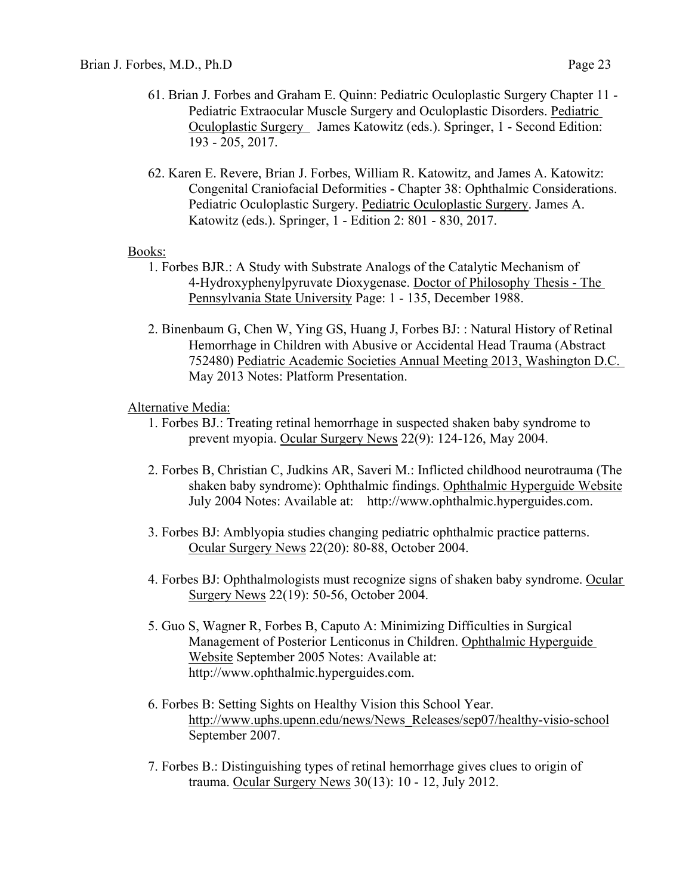61. Brian J. Forbes and Graham E. Quinn: Pediatric Oculoplastic Surgery Chapter 11 - Pediatric Extraocular Muscle Surgery and Oculoplastic Disorders. Pediatric Oculoplastic Surgery James Katowitz (eds.). Springer, 1 - Second Edition: 193 - 205, 2017.

62. Karen E. Revere, Brian J. Forbes, William R. Katowitz, and James A. Katowitz: Congenital Craniofacial Deformities - Chapter 38: Ophthalmic Considerations. Pediatric Oculoplastic Surgery. Pediatric Oculoplastic Surgery. James A. Katowitz (eds.). Springer, 1 - Edition 2: 801 - 830, 2017.

Books:

1. Forbes BJR.: A Study with Substrate Analogs of the Catalytic Mechanism of 4-Hydroxyphenylpyruvate Dioxygenase. Doctor of Philosophy Thesis - The Pennsylvania State University Page: 1 - 135, December 1988.

2. Binenbaum G, Chen W, Ying GS, Huang J, Forbes BJ: : Natural History of Retinal Hemorrhage in Children with Abusive or Accidental Head Trauma (Abstract 752480) Pediatric Academic Societies Annual Meeting 2013, Washington D.C. May 2013 Notes: Platform Presentation.

Alternative Media:

1. Forbes BJ.: Treating retinal hemorrhage in suspected shaken baby syndrome to prevent myopia. Ocular Surgery News 22(9): 124-126, May 2004.

2. Forbes B, Christian C, Judkins AR, Saveri M.: Inflicted childhood neurotrauma (The shaken baby syndrome): Ophthalmic findings. Ophthalmic Hyperguide Website July 2004 Notes: Available at: http://www.ophthalmic.hyperguides.com.

3. Forbes BJ: Amblyopia studies changing pediatric ophthalmic practice patterns. Ocular Surgery News 22(20): 80-88, October 2004.

4. Forbes BJ: Ophthalmologists must recognize signs of shaken baby syndrome. Ocular Surgery News 22(19): 50-56, October 2004.

5. Guo S, Wagner R, Forbes B, Caputo A: Minimizing Difficulties in Surgical Management of Posterior Lenticonus in Children. Ophthalmic Hyperguide Website September 2005 Notes: Available at: http://www.ophthalmic.hyperguides.com.

6. Forbes B: Setting Sights on Healthy Vision this School Year. http://www.uphs.upenn.edu/news/News_Releases/sep07/healthy-visio-school September 2007.

7. Forbes B.: Distinguishing types of retinal hemorrhage gives clues to origin of trauma. Ocular Surgery News 30(13): 10 - 12, July 2012.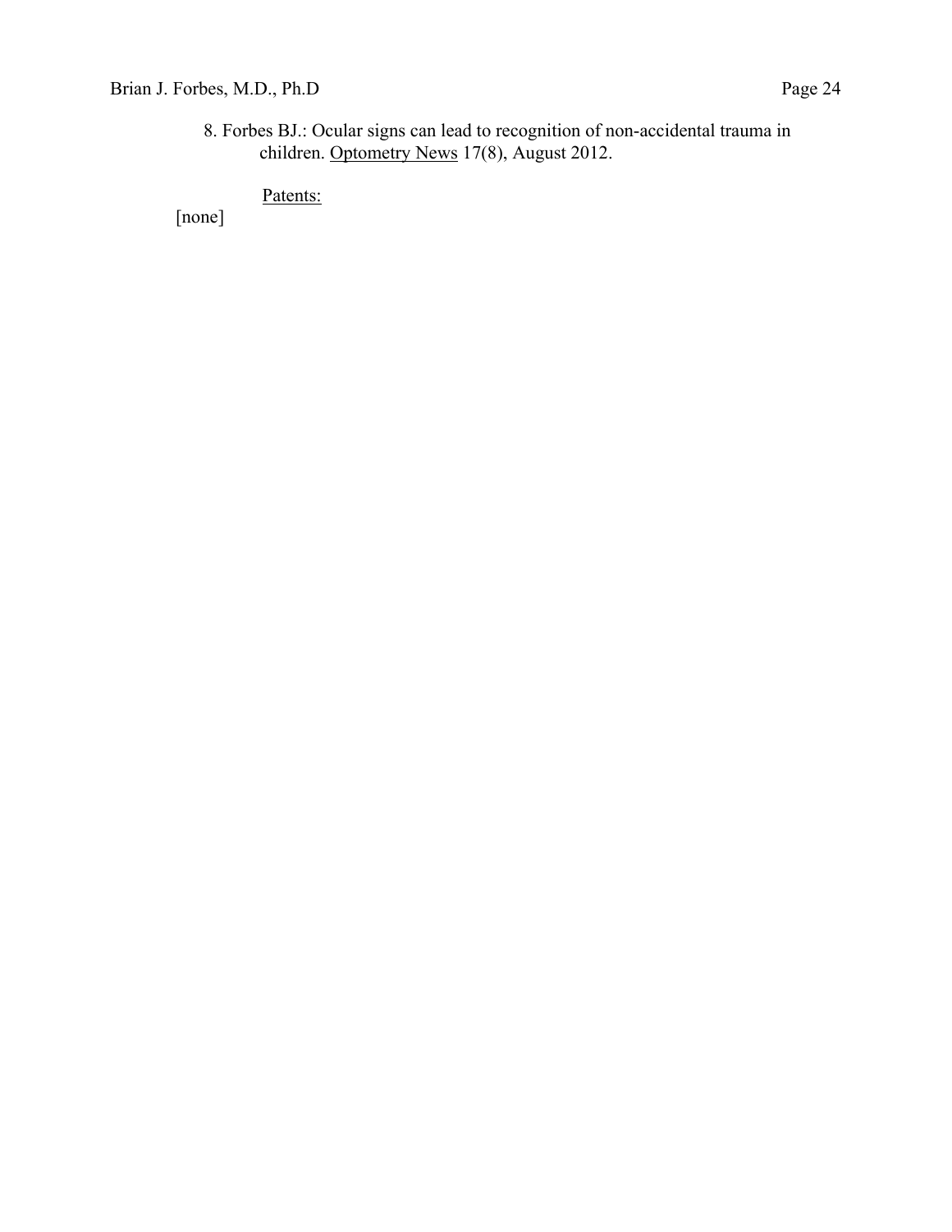8. Forbes BJ.: Ocular signs can lead to recognition of non-accidental trauma in children. Optometry News 17(8), August 2012.

Patents:

[none]